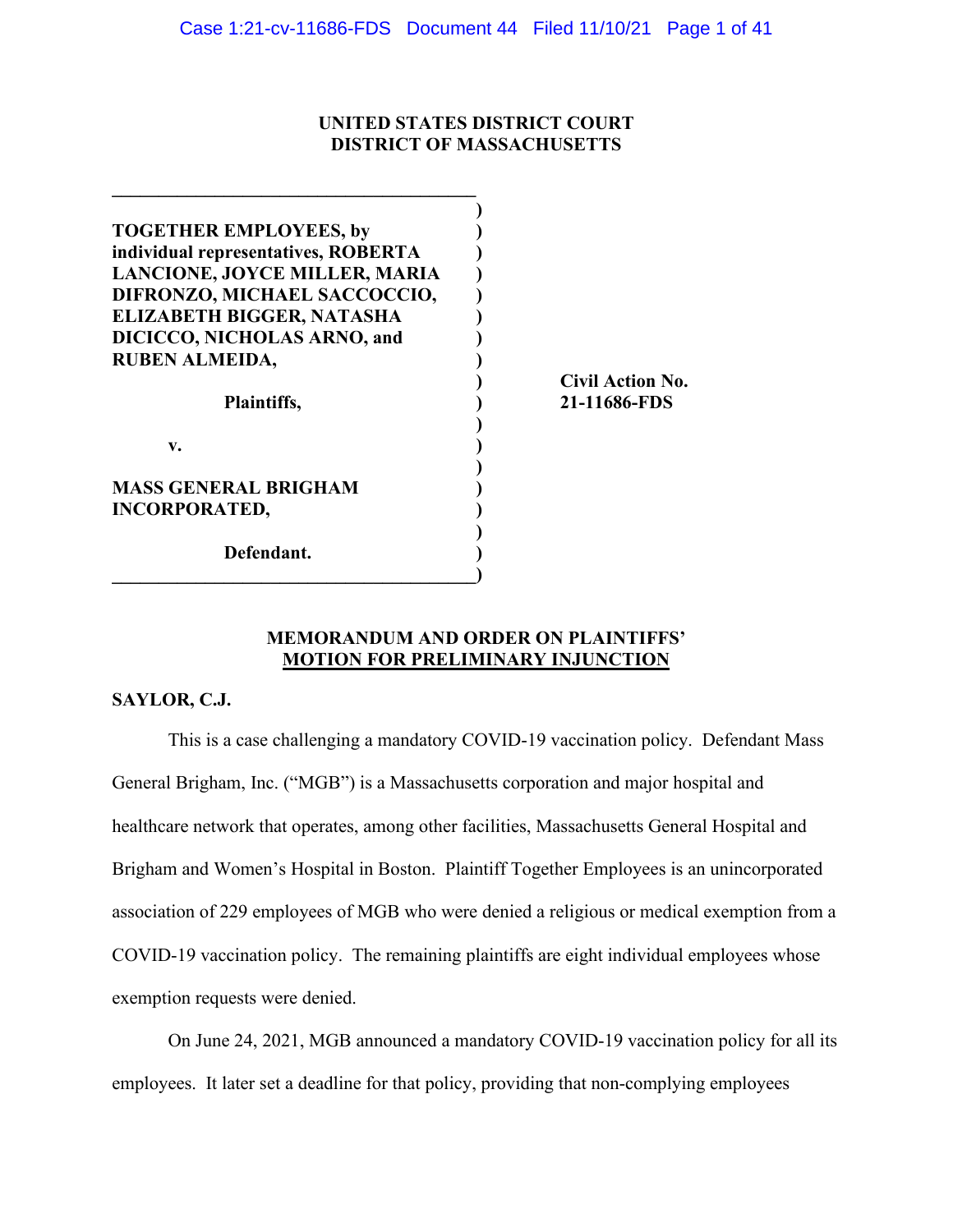**UNITED STATES DISTRICT COURT**
**DISTRICT OF MASSACHUSETTS**

| | |
|---|---|
| **TOGETHER EMPLOYEES, by individual representatives, ROBERTA LANCIONE, JOYCE MILLER, MARIA DIFRONZO, MICHAEL SACCOCCIO, ELIZABETH BIGGER, NATASHA DICICCO, NICHOLAS ARNO, and RUBEN ALMEIDA,** | |
| **Plaintiffs,** | **Civil Action No. 21-11686-FDS** |
| **v.** | |
| **MASS GENERAL BRIGHAM INCORPORATED,** | |
| **Defendant.** | |

**MEMORANDUM AND ORDER ON PLAINTIFFS' MOTION FOR PRELIMINARY INJUNCTION**

**SAYLOR, C.J.**

This is a case challenging a mandatory COVID-19 vaccination policy. Defendant Mass General Brigham, Inc. ("MGB") is a Massachusetts corporation and major hospital and healthcare network that operates, among other facilities, Massachusetts General Hospital and Brigham and Women's Hospital in Boston. Plaintiff Together Employees is an unincorporated association of 229 employees of MGB who were denied a religious or medical exemption from a COVID-19 vaccination policy. The remaining plaintiffs are eight individual employees whose exemption requests were denied.

On June 24, 2021, MGB announced a mandatory COVID-19 vaccination policy for all its employees. It later set a deadline for that policy, providing that non-complying employees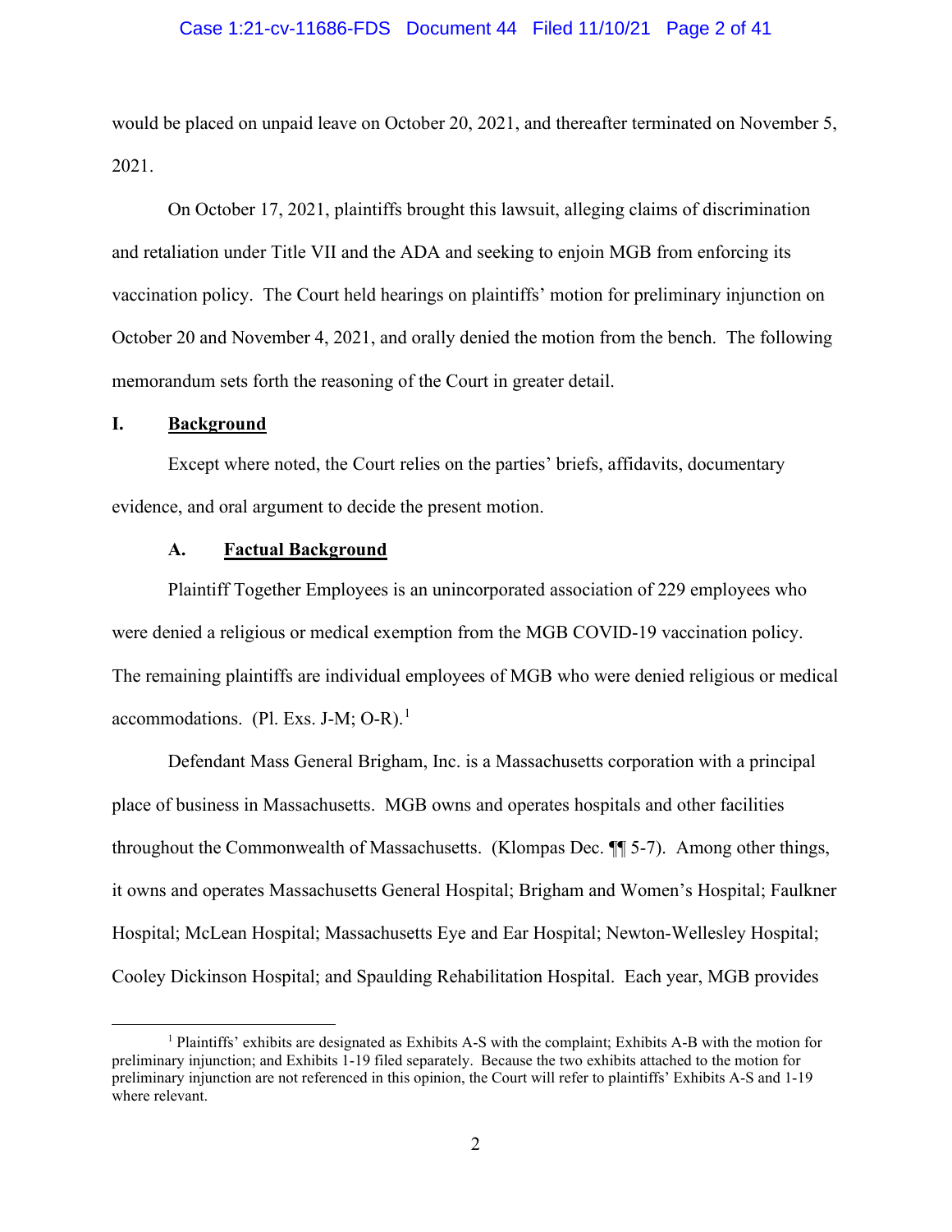would be placed on unpaid leave on October 20, 2021, and thereafter terminated on November 5, 2021.

On October 17, 2021, plaintiffs brought this lawsuit, alleging claims of discrimination and retaliation under Title VII and the ADA and seeking to enjoin MGB from enforcing its vaccination policy. The Court held hearings on plaintiffs' motion for preliminary injunction on October 20 and November 4, 2021, and orally denied the motion from the bench. The following memorandum sets forth the reasoning of the Court in greater detail.

## I. Background

Except where noted, the Court relies on the parties' briefs, affidavits, documentary evidence, and oral argument to decide the present motion.

### A. Factual Background

Plaintiff Together Employees is an unincorporated association of 229 employees who were denied a religious or medical exemption from the MGB COVID-19 vaccination policy. The remaining plaintiffs are individual employees of MGB who were denied religious or medical accommodations. (Pl. Exs. J-M; O-R).[1]

Defendant Mass General Brigham, Inc. is a Massachusetts corporation with a principal place of business in Massachusetts. MGB owns and operates hospitals and other facilities throughout the Commonwealth of Massachusetts. (Klompas Dec. ¶¶ 5-7). Among other things, it owns and operates Massachusetts General Hospital; Brigham and Women's Hospital; Faulkner Hospital; McLean Hospital; Massachusetts Eye and Ear Hospital; Newton-Wellesley Hospital; Cooley Dickinson Hospital; and Spaulding Rehabilitation Hospital. Each year, MGB provides

---

[1] Plaintiffs' exhibits are designated as Exhibits A-S with the complaint; Exhibits A-B with the motion for preliminary injunction; and Exhibits 1-19 filed separately. Because the two exhibits attached to the motion for preliminary injunction are not referenced in this opinion, the Court will refer to plaintiffs' Exhibits A-S and 1-19 where relevant.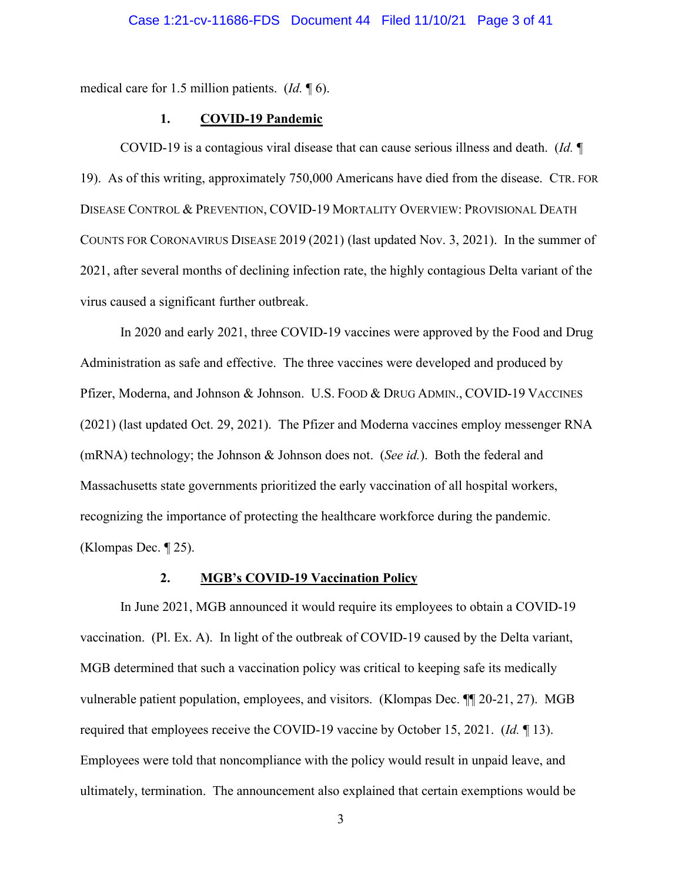medical care for 1.5 million patients. (*Id.* ¶ 6).

### 1. **COVID-19 Pandemic**

COVID-19 is a contagious viral disease that can cause serious illness and death. (*Id.* ¶ 19). As of this writing, approximately 750,000 Americans have died from the disease. CTR. FOR DISEASE CONTROL & PREVENTION, COVID-19 MORTALITY OVERVIEW: PROVISIONAL DEATH COUNTS FOR CORONAVIRUS DISEASE 2019 (2021) (last updated Nov. 3, 2021). In the summer of 2021, after several months of declining infection rate, the highly contagious Delta variant of the virus caused a significant further outbreak.

In 2020 and early 2021, three COVID-19 vaccines were approved by the Food and Drug Administration as safe and effective. The three vaccines were developed and produced by Pfizer, Moderna, and Johnson & Johnson. U.S. FOOD & DRUG ADMIN., COVID-19 VACCINES (2021) (last updated Oct. 29, 2021). The Pfizer and Moderna vaccines employ messenger RNA (mRNA) technology; the Johnson & Johnson does not. (*See id.*). Both the federal and Massachusetts state governments prioritized the early vaccination of all hospital workers, recognizing the importance of protecting the healthcare workforce during the pandemic. (Klompas Dec. ¶ 25).

### 2. **MGB's COVID-19 Vaccination Policy**

In June 2021, MGB announced it would require its employees to obtain a COVID-19 vaccination. (Pl. Ex. A). In light of the outbreak of COVID-19 caused by the Delta variant, MGB determined that such a vaccination policy was critical to keeping safe its medically vulnerable patient population, employees, and visitors. (Klompas Dec. ¶¶ 20-21, 27). MGB required that employees receive the COVID-19 vaccine by October 15, 2021. (*Id.* ¶ 13). Employees were told that noncompliance with the policy would result in unpaid leave, and ultimately, termination. The announcement also explained that certain exemptions would be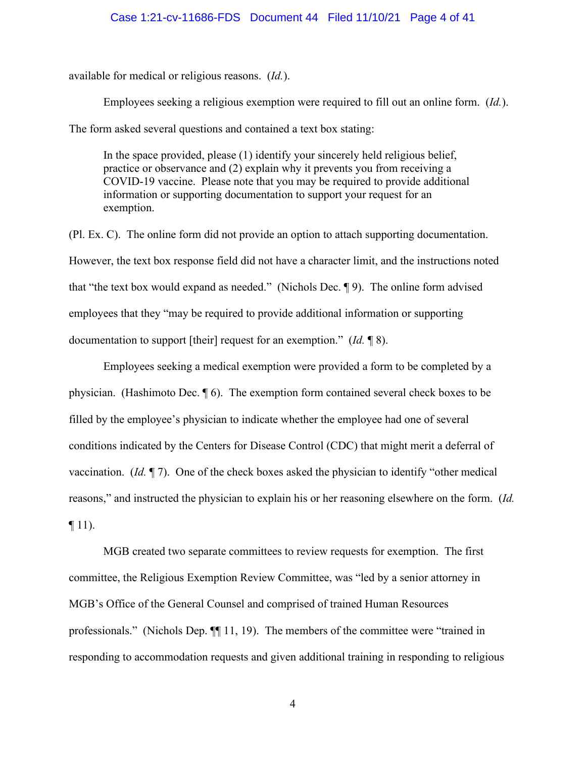available for medical or religious reasons. (*Id.*).

Employees seeking a religious exemption were required to fill out an online form. (*Id.*). The form asked several questions and contained a text box stating:

> In the space provided, please (1) identify your sincerely held religious belief, practice or observance and (2) explain why it prevents you from receiving a COVID-19 vaccine. Please note that you may be required to provide additional information or supporting documentation to support your request for an exemption.

(Pl. Ex. C). The online form did not provide an option to attach supporting documentation. However, the text box response field did not have a character limit, and the instructions noted that "the text box would expand as needed." (Nichols Dec. ¶ 9). The online form advised employees that they "may be required to provide additional information or supporting documentation to support [their] request for an exemption." (*Id.* ¶ 8).

Employees seeking a medical exemption were provided a form to be completed by a physician. (Hashimoto Dec. ¶ 6). The exemption form contained several check boxes to be filled by the employee's physician to indicate whether the employee had one of several conditions indicated by the Centers for Disease Control (CDC) that might merit a deferral of vaccination. (*Id.* ¶ 7). One of the check boxes asked the physician to identify "other medical reasons," and instructed the physician to explain his or her reasoning elsewhere on the form. (*Id.* ¶ 11).

MGB created two separate committees to review requests for exemption. The first committee, the Religious Exemption Review Committee, was "led by a senior attorney in MGB's Office of the General Counsel and comprised of trained Human Resources professionals." (Nichols Dep. ¶¶ 11, 19). The members of the committee were "trained in responding to accommodation requests and given additional training in responding to religious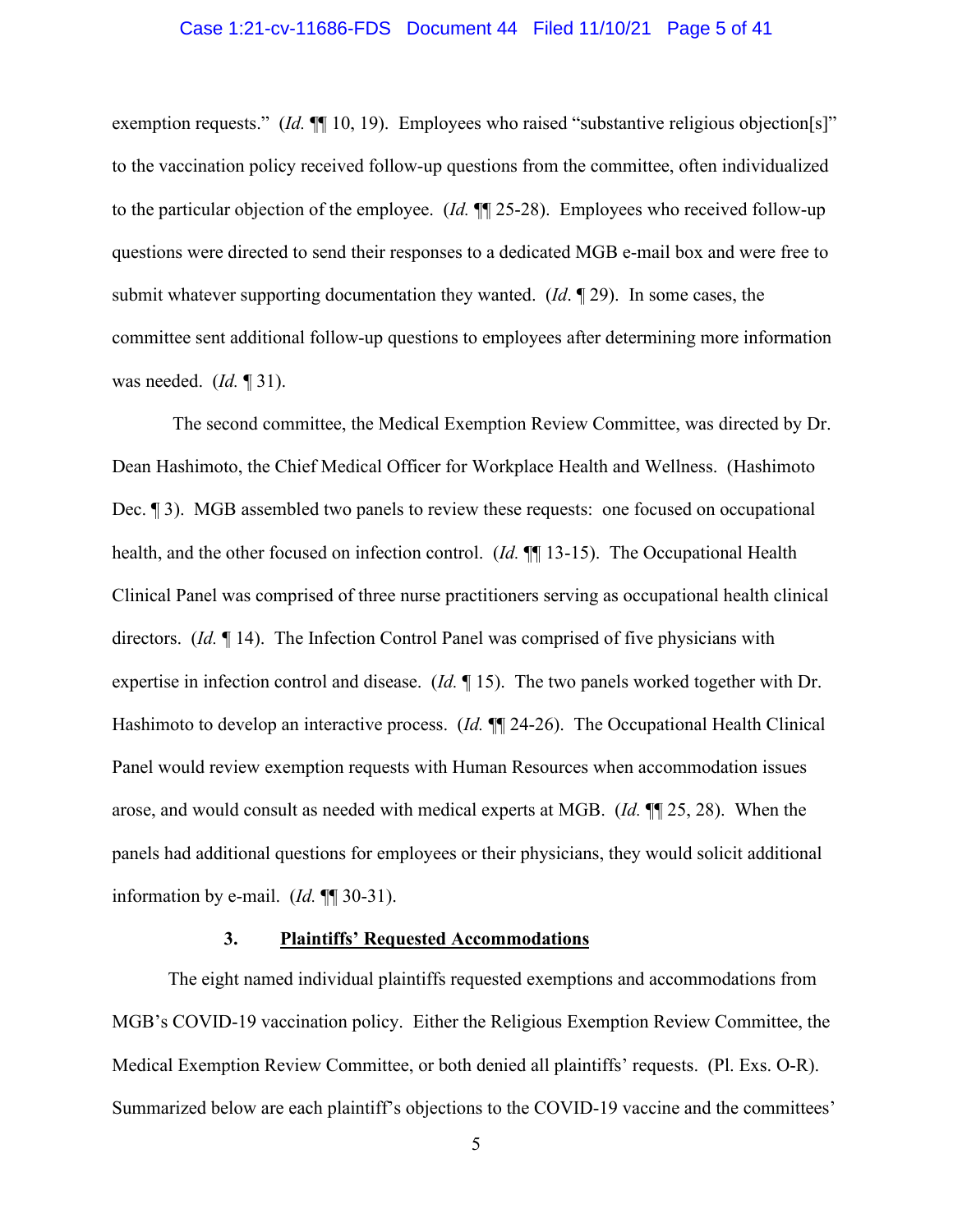exemption requests." (*Id.* ¶¶ 10, 19). Employees who raised "substantive religious objection[s]" to the vaccination policy received follow-up questions from the committee, often individualized to the particular objection of the employee. (*Id.* ¶¶ 25-28). Employees who received follow-up questions were directed to send their responses to a dedicated MGB e-mail box and were free to submit whatever supporting documentation they wanted. (*Id*. ¶ 29). In some cases, the committee sent additional follow-up questions to employees after determining more information was needed. (*Id.* ¶ 31).

The second committee, the Medical Exemption Review Committee, was directed by Dr. Dean Hashimoto, the Chief Medical Officer for Workplace Health and Wellness. (Hashimoto Dec. ¶ 3). MGB assembled two panels to review these requests: one focused on occupational health, and the other focused on infection control. (*Id.* ¶¶ 13-15). The Occupational Health Clinical Panel was comprised of three nurse practitioners serving as occupational health clinical directors. (*Id.* ¶ 14). The Infection Control Panel was comprised of five physicians with expertise in infection control and disease. (*Id.* ¶ 15). The two panels worked together with Dr. Hashimoto to develop an interactive process. (*Id.* ¶¶ 24-26). The Occupational Health Clinical Panel would review exemption requests with Human Resources when accommodation issues arose, and would consult as needed with medical experts at MGB. (*Id.* ¶¶ 25, 28). When the panels had additional questions for employees or their physicians, they would solicit additional information by e-mail. (*Id.* ¶¶ 30-31).

### 3. Plaintiffs' Requested Accommodations

The eight named individual plaintiffs requested exemptions and accommodations from MGB's COVID-19 vaccination policy. Either the Religious Exemption Review Committee, the Medical Exemption Review Committee, or both denied all plaintiffs' requests. (Pl. Exs. O-R). Summarized below are each plaintiff's objections to the COVID-19 vaccine and the committees'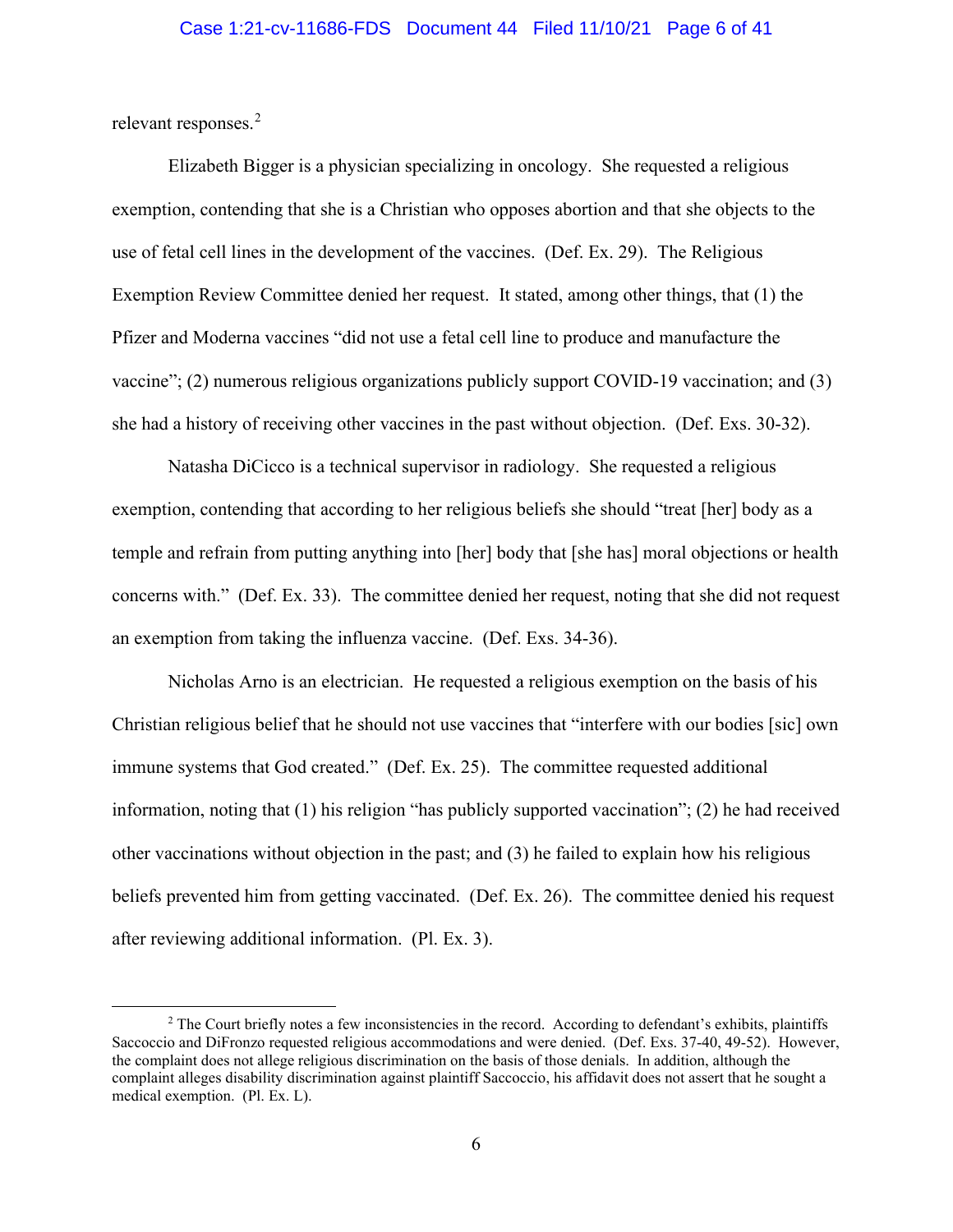relevant responses.[2]

Elizabeth Bigger is a physician specializing in oncology. She requested a religious exemption, contending that she is a Christian who opposes abortion and that she objects to the use of fetal cell lines in the development of the vaccines. (Def. Ex. 29). The Religious Exemption Review Committee denied her request. It stated, among other things, that (1) the Pfizer and Moderna vaccines "did not use a fetal cell line to produce and manufacture the vaccine"; (2) numerous religious organizations publicly support COVID-19 vaccination; and (3) she had a history of receiving other vaccines in the past without objection. (Def. Exs. 30-32).

Natasha DiCicco is a technical supervisor in radiology. She requested a religious exemption, contending that according to her religious beliefs she should "treat [her] body as a temple and refrain from putting anything into [her] body that [she has] moral objections or health concerns with." (Def. Ex. 33). The committee denied her request, noting that she did not request an exemption from taking the influenza vaccine. (Def. Exs. 34-36).

Nicholas Arno is an electrician. He requested a religious exemption on the basis of his Christian religious belief that he should not use vaccines that "interfere with our bodies [sic] own immune systems that God created." (Def. Ex. 25). The committee requested additional information, noting that (1) his religion "has publicly supported vaccination"; (2) he had received other vaccinations without objection in the past; and (3) he failed to explain how his religious beliefs prevented him from getting vaccinated. (Def. Ex. 26). The committee denied his request after reviewing additional information. (Pl. Ex. 3).

---

[2] The Court briefly notes a few inconsistencies in the record. According to defendant's exhibits, plaintiffs Saccoccio and DiFronzo requested religious accommodations and were denied. (Def. Exs. 37-40, 49-52). However, the complaint does not allege religious discrimination on the basis of those denials. In addition, although the complaint alleges disability discrimination against plaintiff Saccoccio, his affidavit does not assert that he sought a medical exemption. (Pl. Ex. L).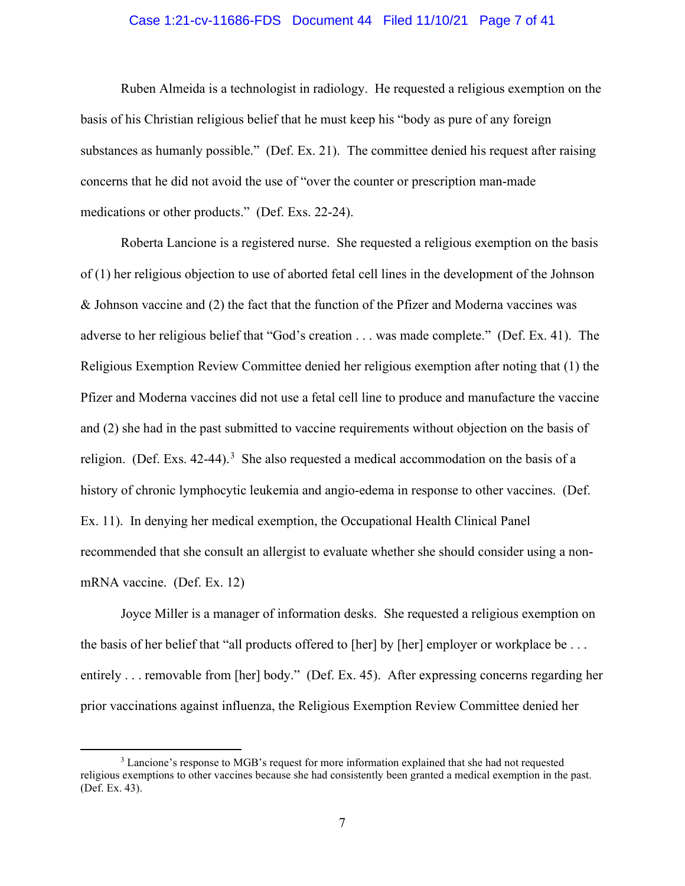Ruben Almeida is a technologist in radiology. He requested a religious exemption on the basis of his Christian religious belief that he must keep his "body as pure of any foreign substances as humanly possible." (Def. Ex. 21). The committee denied his request after raising concerns that he did not avoid the use of "over the counter or prescription man-made medications or other products." (Def. Exs. 22-24).

Roberta Lancione is a registered nurse. She requested a religious exemption on the basis of (1) her religious objection to use of aborted fetal cell lines in the development of the Johnson & Johnson vaccine and (2) the fact that the function of the Pfizer and Moderna vaccines was adverse to her religious belief that "God's creation . . . was made complete." (Def. Ex. 41). The Religious Exemption Review Committee denied her religious exemption after noting that (1) the Pfizer and Moderna vaccines did not use a fetal cell line to produce and manufacture the vaccine and (2) she had in the past submitted to vaccine requirements without objection on the basis of religion. (Def. Exs. 42-44).[3] She also requested a medical accommodation on the basis of a history of chronic lymphocytic leukemia and angio-edema in response to other vaccines. (Def. Ex. 11). In denying her medical exemption, the Occupational Health Clinical Panel recommended that she consult an allergist to evaluate whether she should consider using a non-mRNA vaccine. (Def. Ex. 12)

Joyce Miller is a manager of information desks. She requested a religious exemption on the basis of her belief that "all products offered to [her] by [her] employer or workplace be . . . entirely . . . removable from [her] body." (Def. Ex. 45). After expressing concerns regarding her prior vaccinations against influenza, the Religious Exemption Review Committee denied her

---

[3] Lancione's response to MGB's request for more information explained that she had not requested religious exemptions to other vaccines because she had consistently been granted a medical exemption in the past. (Def. Ex. 43).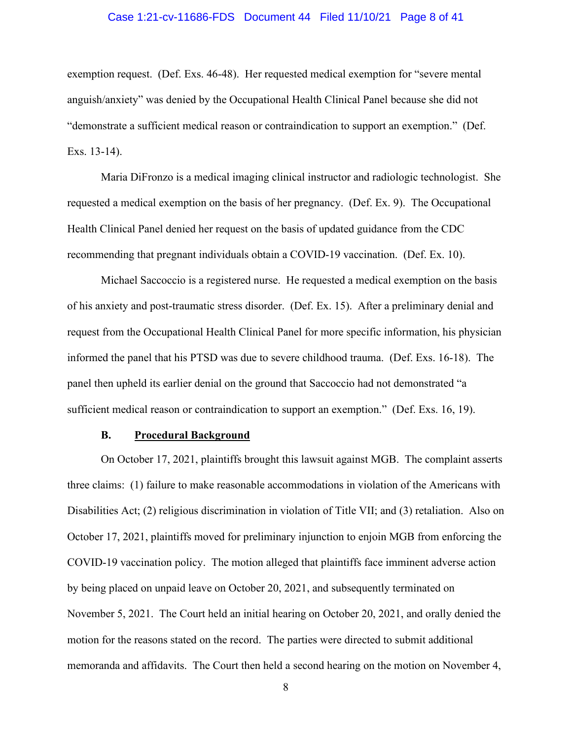exemption request. (Def. Exs. 46-48). Her requested medical exemption for "severe mental anguish/anxiety" was denied by the Occupational Health Clinical Panel because she did not "demonstrate a sufficient medical reason or contraindication to support an exemption." (Def. Exs. 13-14).

Maria DiFronzo is a medical imaging clinical instructor and radiologic technologist. She requested a medical exemption on the basis of her pregnancy. (Def. Ex. 9). The Occupational Health Clinical Panel denied her request on the basis of updated guidance from the CDC recommending that pregnant individuals obtain a COVID-19 vaccination. (Def. Ex. 10).

Michael Saccoccio is a registered nurse. He requested a medical exemption on the basis of his anxiety and post-traumatic stress disorder. (Def. Ex. 15). After a preliminary denial and request from the Occupational Health Clinical Panel for more specific information, his physician informed the panel that his PTSD was due to severe childhood trauma. (Def. Exs. 16-18). The panel then upheld its earlier denial on the ground that Saccoccio had not demonstrated "a sufficient medical reason or contraindication to support an exemption." (Def. Exs. 16, 19).

### B. Procedural Background

On October 17, 2021, plaintiffs brought this lawsuit against MGB. The complaint asserts three claims: (1) failure to make reasonable accommodations in violation of the Americans with Disabilities Act; (2) religious discrimination in violation of Title VII; and (3) retaliation. Also on October 17, 2021, plaintiffs moved for preliminary injunction to enjoin MGB from enforcing the COVID-19 vaccination policy. The motion alleged that plaintiffs face imminent adverse action by being placed on unpaid leave on October 20, 2021, and subsequently terminated on November 5, 2021. The Court held an initial hearing on October 20, 2021, and orally denied the motion for the reasons stated on the record. The parties were directed to submit additional memoranda and affidavits. The Court then held a second hearing on the motion on November 4,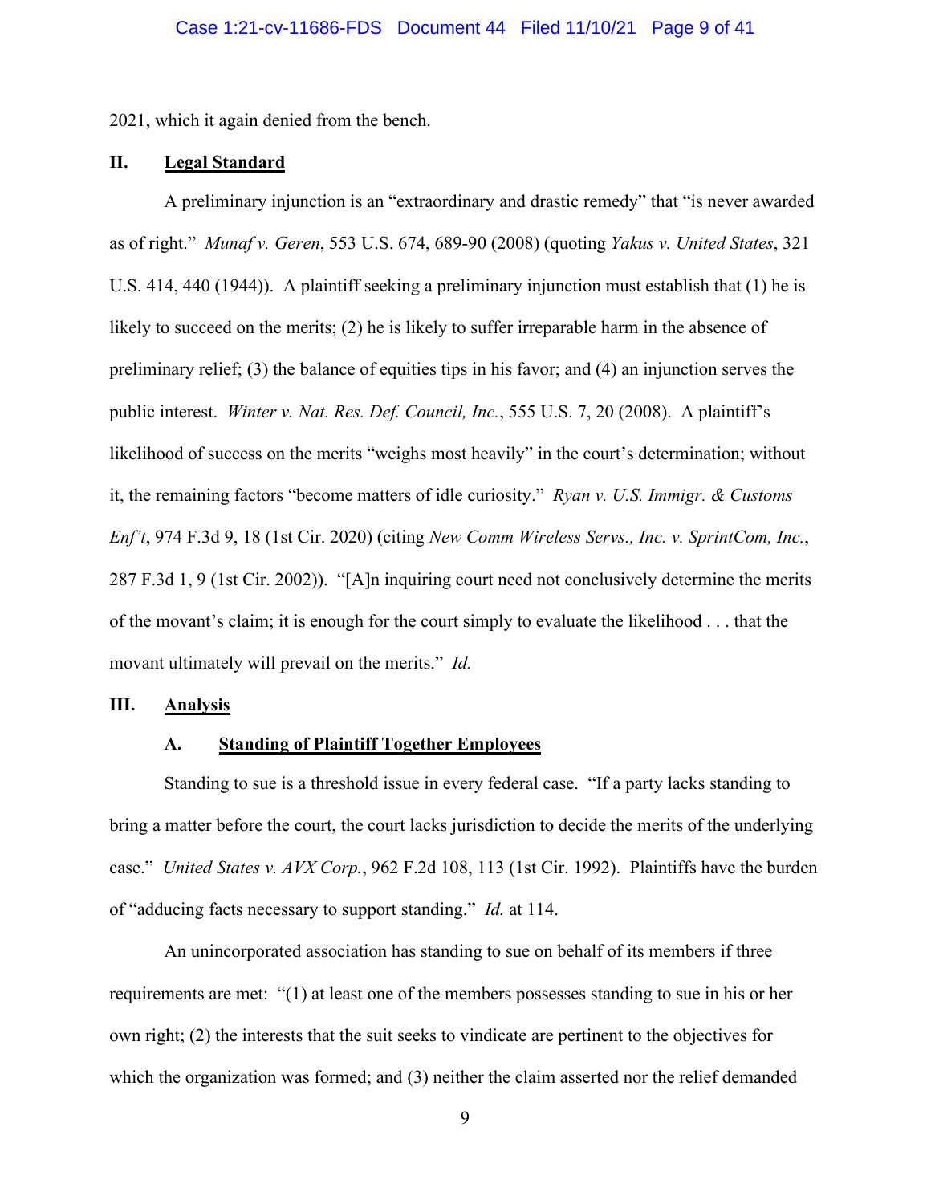2021, which it again denied from the bench.

## II. Legal Standard

A preliminary injunction is an "extraordinary and drastic remedy" that "is never awarded as of right." *Munaf v. Geren*, 553 U.S. 674, 689-90 (2008) (quoting *Yakus v. United States*, 321 U.S. 414, 440 (1944)). A plaintiff seeking a preliminary injunction must establish that (1) he is likely to succeed on the merits; (2) he is likely to suffer irreparable harm in the absence of preliminary relief; (3) the balance of equities tips in his favor; and (4) an injunction serves the public interest. *Winter v. Nat. Res. Def. Council, Inc.*, 555 U.S. 7, 20 (2008). A plaintiff's likelihood of success on the merits "weighs most heavily" in the court's determination; without it, the remaining factors "become matters of idle curiosity." *Ryan v. U.S. Immigr. & Customs Enf't*, 974 F.3d 9, 18 (1st Cir. 2020) (citing *New Comm Wireless Servs., Inc. v. SprintCom, Inc.*, 287 F.3d 1, 9 (1st Cir. 2002)). "[A]n inquiring court need not conclusively determine the merits of the movant's claim; it is enough for the court simply to evaluate the likelihood . . . that the movant ultimately will prevail on the merits." *Id.*

## III. Analysis

### A. Standing of Plaintiff Together Employees

Standing to sue is a threshold issue in every federal case. "If a party lacks standing to bring a matter before the court, the court lacks jurisdiction to decide the merits of the underlying case." *United States v. AVX Corp.*, 962 F.2d 108, 113 (1st Cir. 1992). Plaintiffs have the burden of "adducing facts necessary to support standing." *Id.* at 114.

An unincorporated association has standing to sue on behalf of its members if three requirements are met: "(1) at least one of the members possesses standing to sue in his or her own right; (2) the interests that the suit seeks to vindicate are pertinent to the objectives for which the organization was formed; and (3) neither the claim asserted nor the relief demanded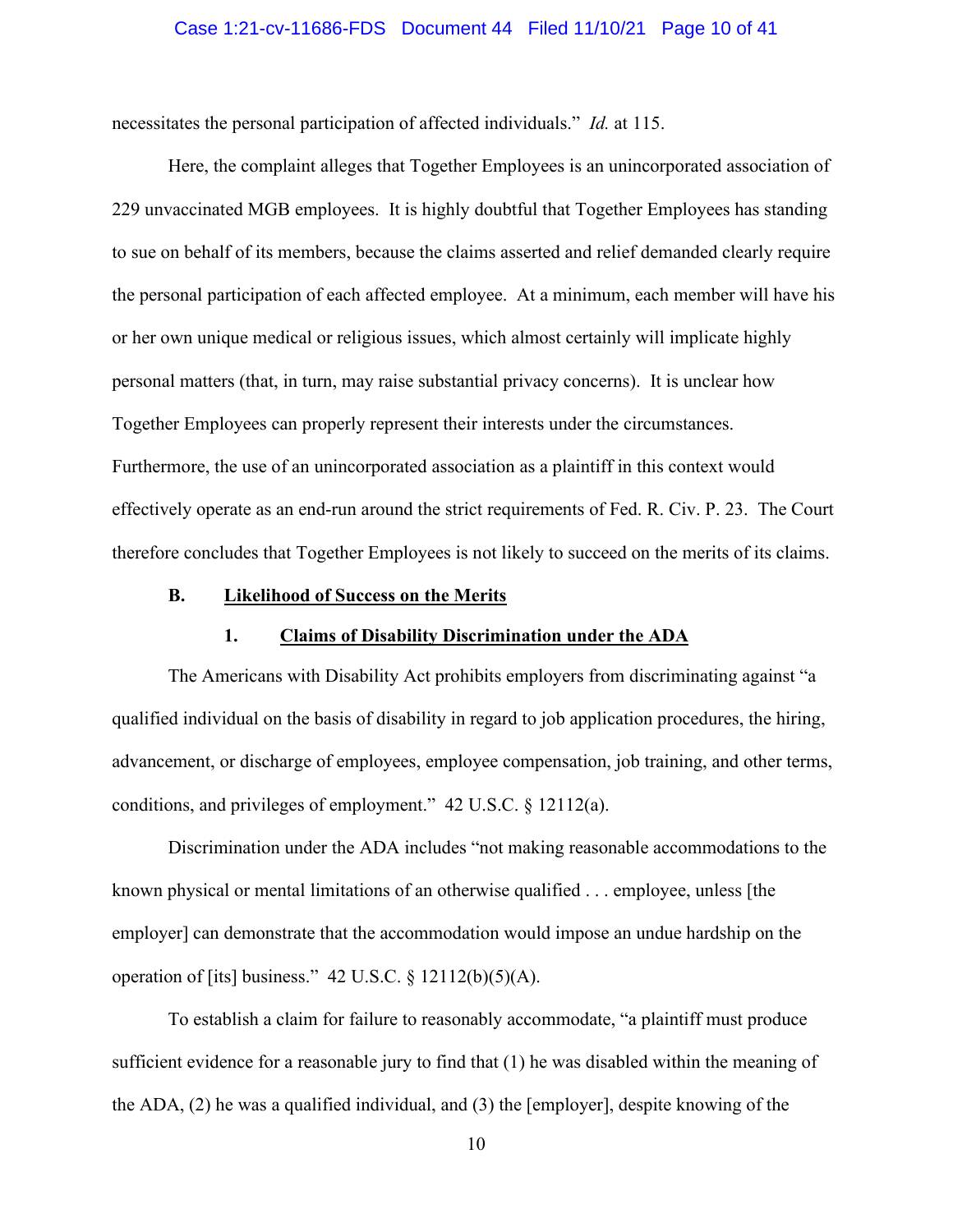necessitates the personal participation of affected individuals." *Id.* at 115.

Here, the complaint alleges that Together Employees is an unincorporated association of 229 unvaccinated MGB employees. It is highly doubtful that Together Employees has standing to sue on behalf of its members, because the claims asserted and relief demanded clearly require the personal participation of each affected employee. At a minimum, each member will have his or her own unique medical or religious issues, which almost certainly will implicate highly personal matters (that, in turn, may raise substantial privacy concerns). It is unclear how Together Employees can properly represent their interests under the circumstances. Furthermore, the use of an unincorporated association as a plaintiff in this context would effectively operate as an end-run around the strict requirements of Fed. R. Civ. P. 23. The Court therefore concludes that Together Employees is not likely to succeed on the merits of its claims.

### B. <u>Likelihood of Success on the Merits</u>

#### 1. <u>Claims of Disability Discrimination under the ADA</u>

The Americans with Disability Act prohibits employers from discriminating against "a qualified individual on the basis of disability in regard to job application procedures, the hiring, advancement, or discharge of employees, employee compensation, job training, and other terms, conditions, and privileges of employment." 42 U.S.C. § 12112(a).

Discrimination under the ADA includes "not making reasonable accommodations to the known physical or mental limitations of an otherwise qualified . . . employee, unless [the employer] can demonstrate that the accommodation would impose an undue hardship on the operation of [its] business." 42 U.S.C. § 12112(b)(5)(A).

To establish a claim for failure to reasonably accommodate, "a plaintiff must produce sufficient evidence for a reasonable jury to find that (1) he was disabled within the meaning of the ADA, (2) he was a qualified individual, and (3) the [employer], despite knowing of the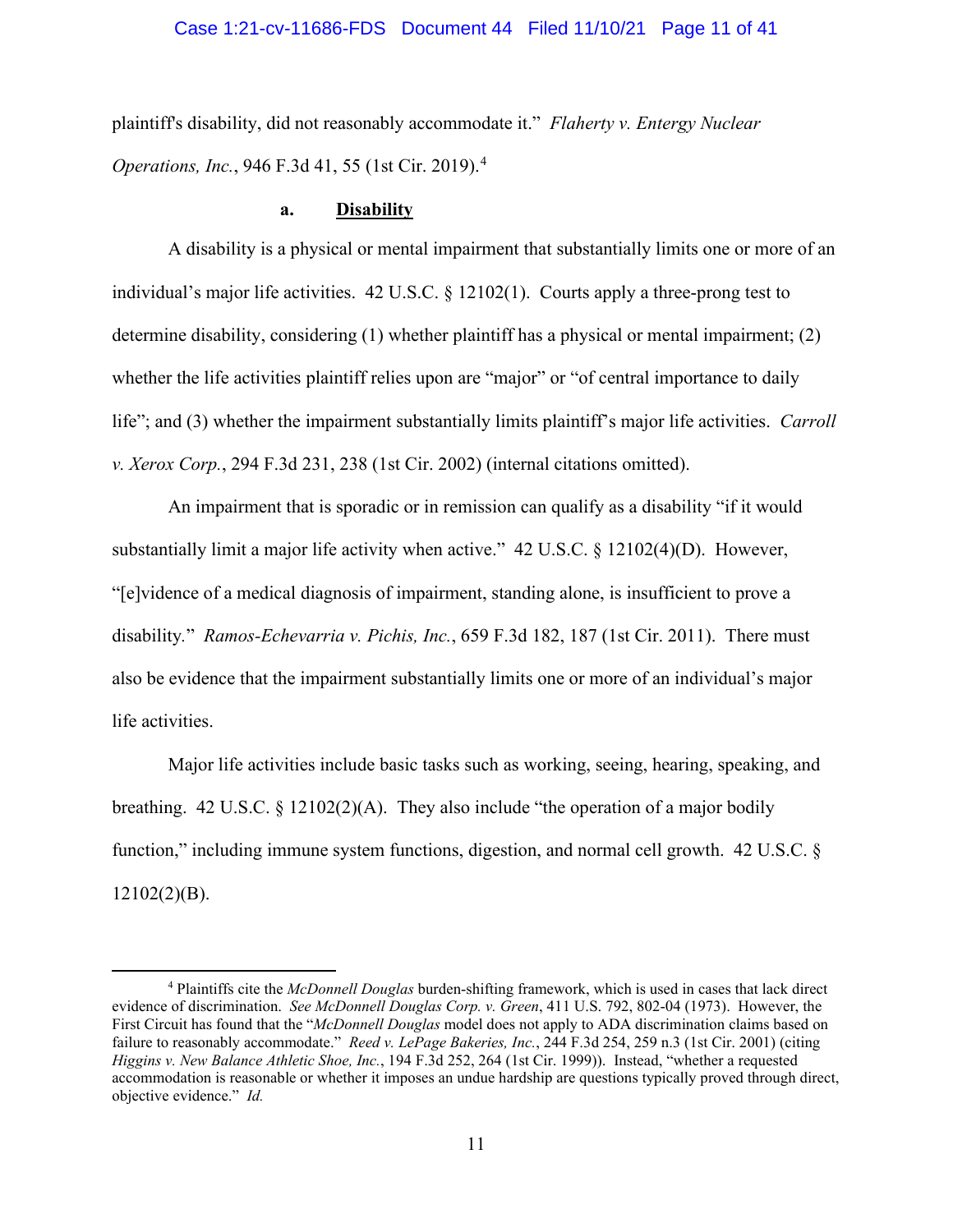plaintiff's disability, did not reasonably accommodate it." *Flaherty v. Entergy Nuclear Operations, Inc.*, 946 F.3d 41, 55 (1st Cir. 2019).[4]

#### a. **Disability**

A disability is a physical or mental impairment that substantially limits one or more of an individual's major life activities. 42 U.S.C. § 12102(1). Courts apply a three-prong test to determine disability, considering (1) whether plaintiff has a physical or mental impairment; (2) whether the life activities plaintiff relies upon are "major" or "of central importance to daily life"; and (3) whether the impairment substantially limits plaintiff's major life activities. *Carroll v. Xerox Corp.*, 294 F.3d 231, 238 (1st Cir. 2002) (internal citations omitted).

An impairment that is sporadic or in remission can qualify as a disability "if it would substantially limit a major life activity when active." 42 U.S.C. § 12102(4)(D). However, "[e]vidence of a medical diagnosis of impairment, standing alone, is insufficient to prove a disability." *Ramos-Echevarria v. Pichis, Inc.*, 659 F.3d 182, 187 (1st Cir. 2011). There must also be evidence that the impairment substantially limits one or more of an individual's major life activities.

Major life activities include basic tasks such as working, seeing, hearing, speaking, and breathing. 42 U.S.C. § 12102(2)(A). They also include "the operation of a major bodily function," including immune system functions, digestion, and normal cell growth. 42 U.S.C. § 12102(2)(B).

---

[4] Plaintiffs cite the *McDonnell Douglas* burden-shifting framework, which is used in cases that lack direct evidence of discrimination. *See McDonnell Douglas Corp. v. Green*, 411 U.S. 792, 802-04 (1973). However, the First Circuit has found that the "*McDonnell Douglas* model does not apply to ADA discrimination claims based on failure to reasonably accommodate." *Reed v. LePage Bakeries, Inc.*, 244 F.3d 254, 259 n.3 (1st Cir. 2001) (citing *Higgins v. New Balance Athletic Shoe, Inc.*, 194 F.3d 252, 264 (1st Cir. 1999)). Instead, "whether a requested accommodation is reasonable or whether it imposes an undue hardship are questions typically proved through direct, objective evidence." *Id.*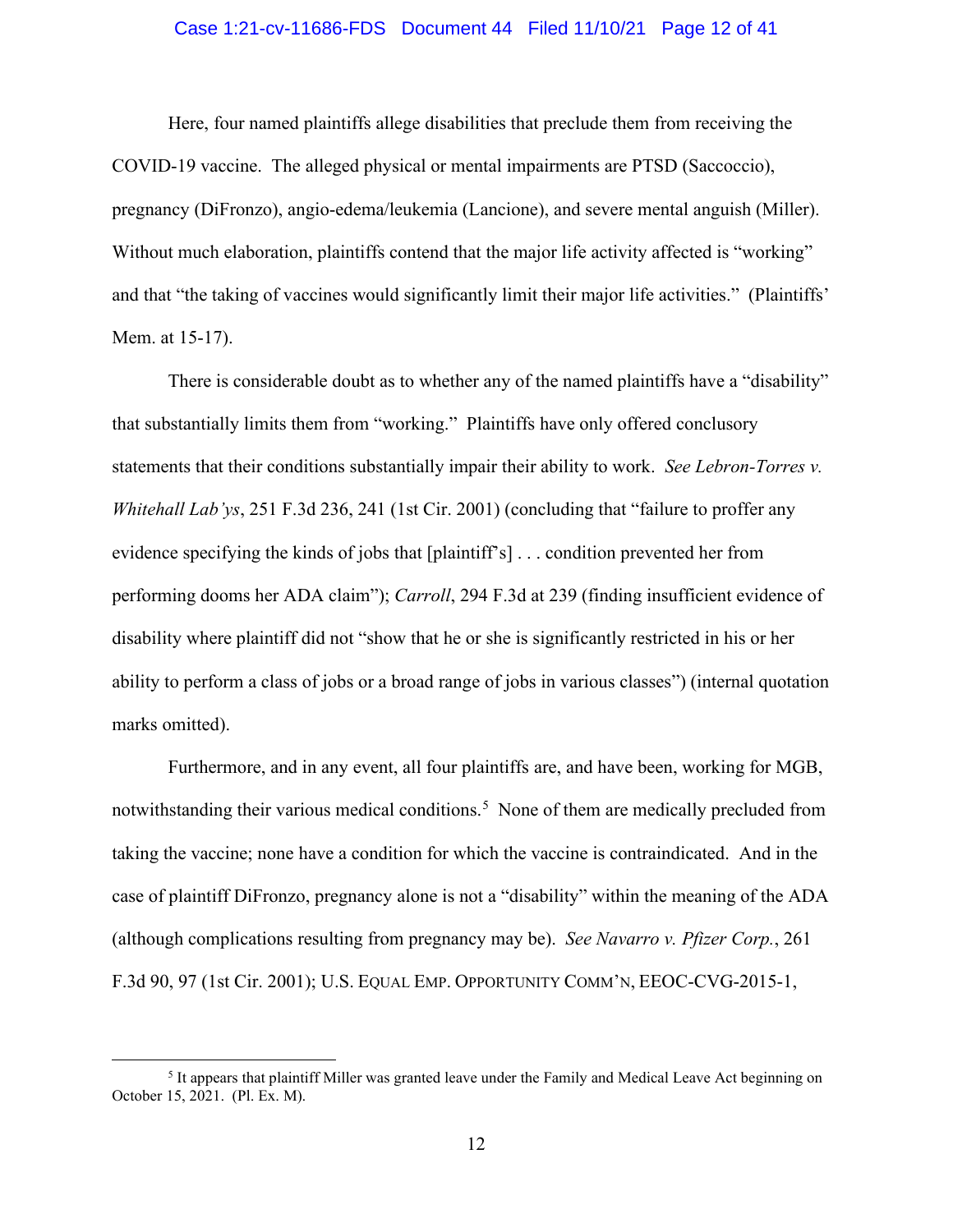Here, four named plaintiffs allege disabilities that preclude them from receiving the COVID-19 vaccine. The alleged physical or mental impairments are PTSD (Saccoccio), pregnancy (DiFronzo), angio-edema/leukemia (Lancione), and severe mental anguish (Miller). Without much elaboration, plaintiffs contend that the major life activity affected is "working" and that "the taking of vaccines would significantly limit their major life activities." (Plaintiffs' Mem. at 15-17).

There is considerable doubt as to whether any of the named plaintiffs have a "disability" that substantially limits them from "working." Plaintiffs have only offered conclusory statements that their conditions substantially impair their ability to work. *See Lebron-Torres v. Whitehall Lab'ys*, 251 F.3d 236, 241 (1st Cir. 2001) (concluding that "failure to proffer any evidence specifying the kinds of jobs that [plaintiff's] . . . condition prevented her from performing dooms her ADA claim"); *Carroll*, 294 F.3d at 239 (finding insufficient evidence of disability where plaintiff did not "show that he or she is significantly restricted in his or her ability to perform a class of jobs or a broad range of jobs in various classes") (internal quotation marks omitted).

Furthermore, and in any event, all four plaintiffs are, and have been, working for MGB, notwithstanding their various medical conditions.[5] None of them are medically precluded from taking the vaccine; none have a condition for which the vaccine is contraindicated. And in the case of plaintiff DiFronzo, pregnancy alone is not a "disability" within the meaning of the ADA (although complications resulting from pregnancy may be). *See Navarro v. Pfizer Corp.*, 261 F.3d 90, 97 (1st Cir. 2001); U.S. EQUAL EMP. OPPORTUNITY COMM'N, EEOC-CVG-2015-1,

---

[5] It appears that plaintiff Miller was granted leave under the Family and Medical Leave Act beginning on October 15, 2021. (Pl. Ex. M).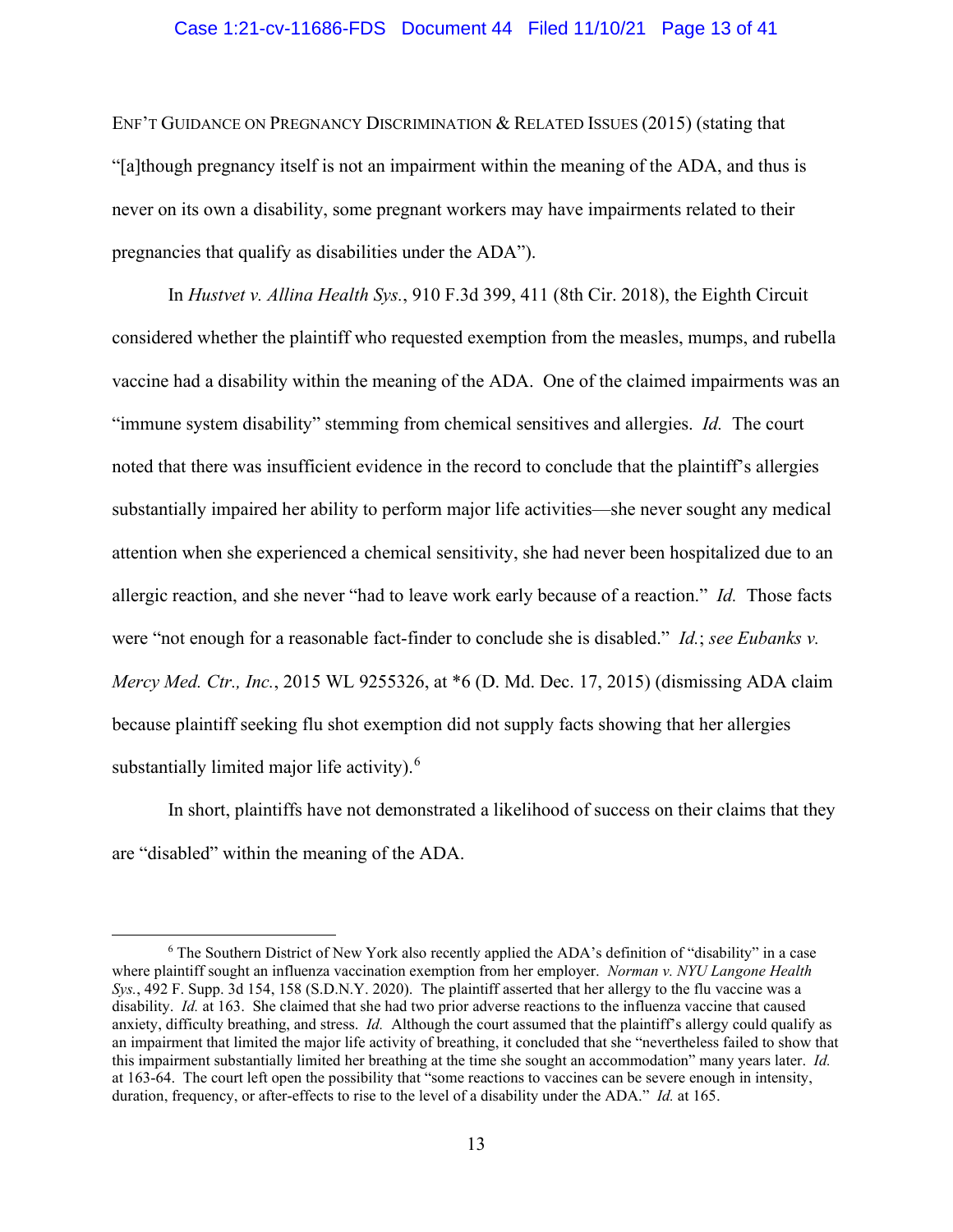ENF'T GUIDANCE ON PREGNANCY DISCRIMINATION & RELATED ISSUES (2015) (stating that "[a]though pregnancy itself is not an impairment within the meaning of the ADA, and thus is never on its own a disability, some pregnant workers may have impairments related to their pregnancies that qualify as disabilities under the ADA").

In *Hustvet v. Allina Health Sys.*, 910 F.3d 399, 411 (8th Cir. 2018), the Eighth Circuit considered whether the plaintiff who requested exemption from the measles, mumps, and rubella vaccine had a disability within the meaning of the ADA. One of the claimed impairments was an "immune system disability" stemming from chemical sensitives and allergies. *Id.* The court noted that there was insufficient evidence in the record to conclude that the plaintiff's allergies substantially impaired her ability to perform major life activities—she never sought any medical attention when she experienced a chemical sensitivity, she had never been hospitalized due to an allergic reaction, and she never "had to leave work early because of a reaction." *Id.* Those facts were "not enough for a reasonable fact-finder to conclude she is disabled." *Id.*; *see Eubanks v. Mercy Med. Ctr., Inc.*, 2015 WL 9255326, at *6 (D. Md. Dec. 17, 2015) (dismissing ADA claim because plaintiff seeking flu shot exemption did not supply facts showing that her allergies substantially limited major life activity).[6]

In short, plaintiffs have not demonstrated a likelihood of success on their claims that they are "disabled" within the meaning of the ADA.

---

[6] The Southern District of New York also recently applied the ADA's definition of "disability" in a case where plaintiff sought an influenza vaccination exemption from her employer. *Norman v. NYU Langone Health Sys.*, 492 F. Supp. 3d 154, 158 (S.D.N.Y. 2020). The plaintiff asserted that her allergy to the flu vaccine was a disability. *Id.* at 163. She claimed that she had two prior adverse reactions to the influenza vaccine that caused anxiety, difficulty breathing, and stress. *Id.* Although the court assumed that the plaintiff's allergy could qualify as an impairment that limited the major life activity of breathing, it concluded that she "nevertheless failed to show that this impairment substantially limited her breathing at the time she sought an accommodation" many years later. *Id.* at 163-64. The court left open the possibility that "some reactions to vaccines can be severe enough in intensity, duration, frequency, or after-effects to rise to the level of a disability under the ADA." *Id.* at 165.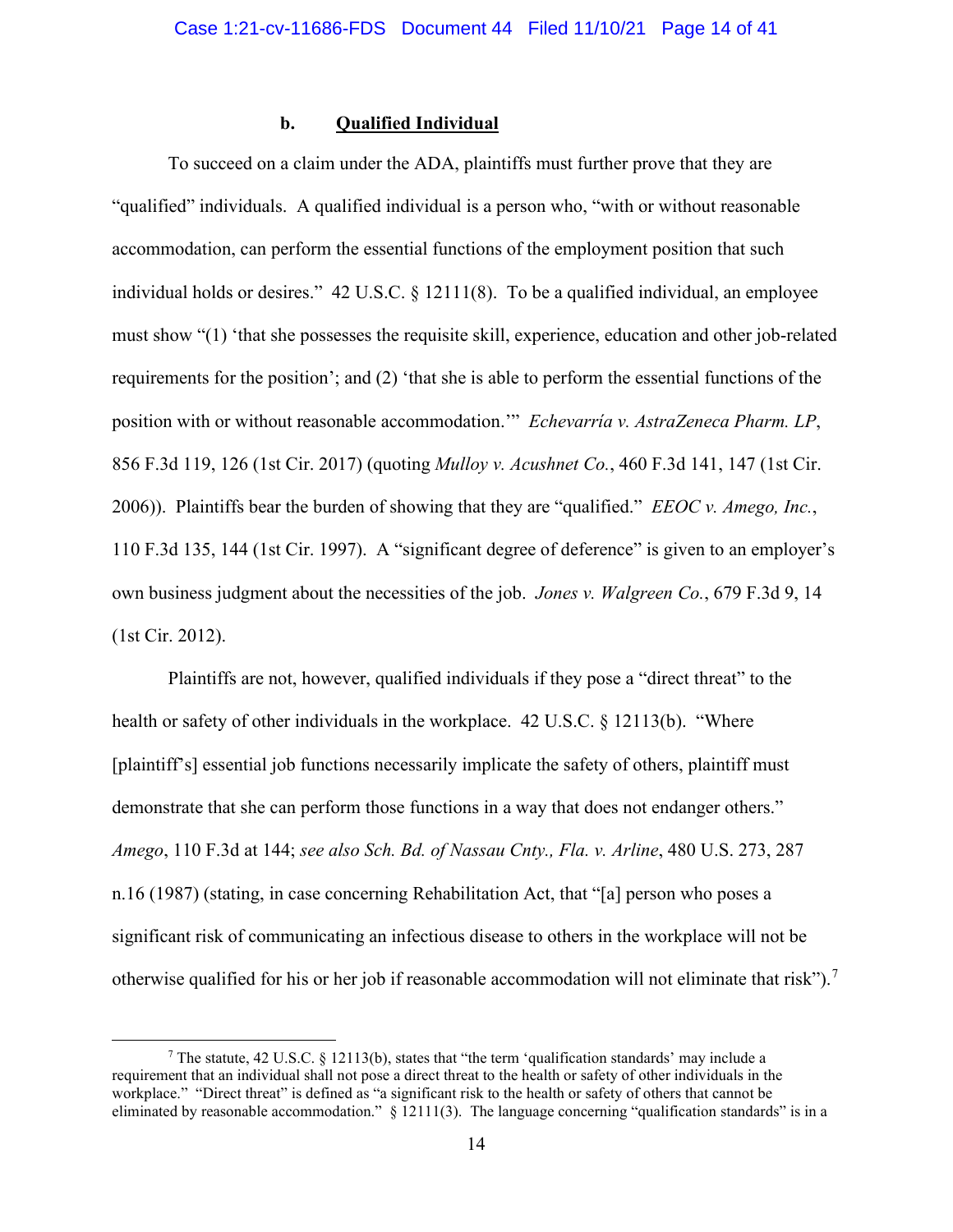### b. **Qualified Individual**

To succeed on a claim under the ADA, plaintiffs must further prove that they are "qualified" individuals. A qualified individual is a person who, "with or without reasonable accommodation, can perform the essential functions of the employment position that such individual holds or desires." 42 U.S.C. § 12111(8). To be a qualified individual, an employee must show "(1) 'that she possesses the requisite skill, experience, education and other job-related requirements for the position'; and (2) 'that she is able to perform the essential functions of the position with or without reasonable accommodation.'" *Echevarría v. AstraZeneca Pharm. LP*, 856 F.3d 119, 126 (1st Cir. 2017) (quoting *Mulloy v. Acushnet Co.*, 460 F.3d 141, 147 (1st Cir. 2006)). Plaintiffs bear the burden of showing that they are "qualified." *EEOC v. Amego, Inc.*, 110 F.3d 135, 144 (1st Cir. 1997). A "significant degree of deference" is given to an employer's own business judgment about the necessities of the job. *Jones v. Walgreen Co.*, 679 F.3d 9, 14 (1st Cir. 2012).

Plaintiffs are not, however, qualified individuals if they pose a "direct threat" to the health or safety of other individuals in the workplace. 42 U.S.C. § 12113(b). "Where [plaintiff's] essential job functions necessarily implicate the safety of others, plaintiff must demonstrate that she can perform those functions in a way that does not endanger others." *Amego*, 110 F.3d at 144; *see also Sch. Bd. of Nassau Cnty., Fla. v. Arline*, 480 U.S. 273, 287 n.16 (1987) (stating, in case concerning Rehabilitation Act, that "[a] person who poses a significant risk of communicating an infectious disease to others in the workplace will not be otherwise qualified for his or her job if reasonable accommodation will not eliminate that risk").[7]

---

[7] The statute, 42 U.S.C. § 12113(b), states that "the term 'qualification standards' may include a requirement that an individual shall not pose a direct threat to the health or safety of other individuals in the workplace." "Direct threat" is defined as "a significant risk to the health or safety of others that cannot be eliminated by reasonable accommodation." § 12111(3). The language concerning "qualification standards" is in a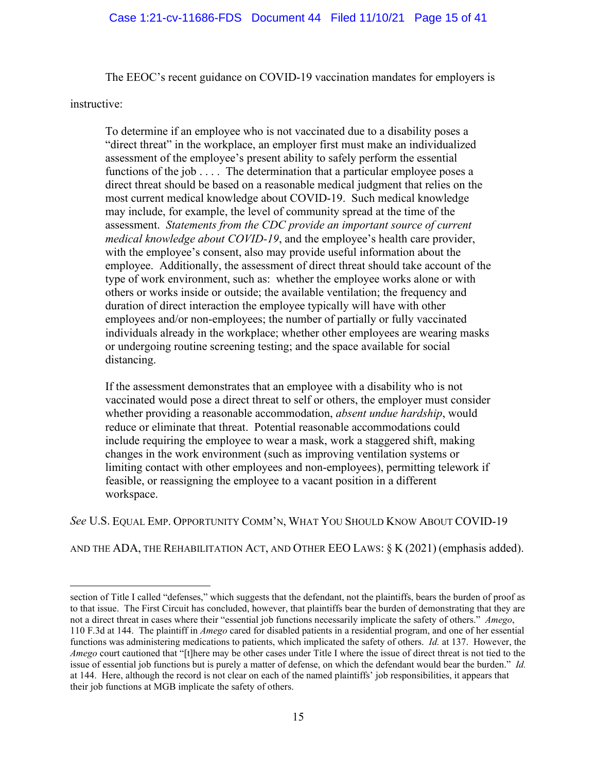The EEOC's recent guidance on COVID-19 vaccination mandates for employers is instructive:

> To determine if an employee who is not vaccinated due to a disability poses a "direct threat" in the workplace, an employer first must make an individualized assessment of the employee's present ability to safely perform the essential functions of the job . . . . The determination that a particular employee poses a direct threat should be based on a reasonable medical judgment that relies on the most current medical knowledge about COVID-19. Such medical knowledge may include, for example, the level of community spread at the time of the assessment. *Statements from the CDC provide an important source of current medical knowledge about COVID-19*, and the employee's health care provider, with the employee's consent, also may provide useful information about the employee. Additionally, the assessment of direct threat should take account of the type of work environment, such as: whether the employee works alone or with others or works inside or outside; the available ventilation; the frequency and duration of direct interaction the employee typically will have with other employees and/or non-employees; the number of partially or fully vaccinated individuals already in the workplace; whether other employees are wearing masks or undergoing routine screening testing; and the space available for social distancing.
>
> If the assessment demonstrates that an employee with a disability who is not vaccinated would pose a direct threat to self or others, the employer must consider whether providing a reasonable accommodation, *absent undue hardship*, would reduce or eliminate that threat. Potential reasonable accommodations could include requiring the employee to wear a mask, work a staggered shift, making changes in the work environment (such as improving ventilation systems or limiting contact with other employees and non-employees), permitting telework if feasible, or reassigning the employee to a vacant position in a different workspace.

*See* U.S. EQUAL EMP. OPPORTUNITY COMM'N, WHAT YOU SHOULD KNOW ABOUT COVID-19 AND THE ADA, THE REHABILITATION ACT, AND OTHER EEO LAWS: § K (2021) (emphasis added).

---

section of Title I called "defenses," which suggests that the defendant, not the plaintiffs, bears the burden of proof as to that issue. The First Circuit has concluded, however, that plaintiffs bear the burden of demonstrating that they are not a direct threat in cases where their "essential job functions necessarily implicate the safety of others." *Amego*, 110 F.3d at 144. The plaintiff in *Amego* cared for disabled patients in a residential program, and one of her essential functions was administering medications to patients, which implicated the safety of others. *Id.* at 137. However, the *Amego* court cautioned that "[t]here may be other cases under Title I where the issue of direct threat is not tied to the issue of essential job functions but is purely a matter of defense, on which the defendant would bear the burden." *Id.* at 144. Here, although the record is not clear on each of the named plaintiffs' job responsibilities, it appears that their job functions at MGB implicate the safety of others.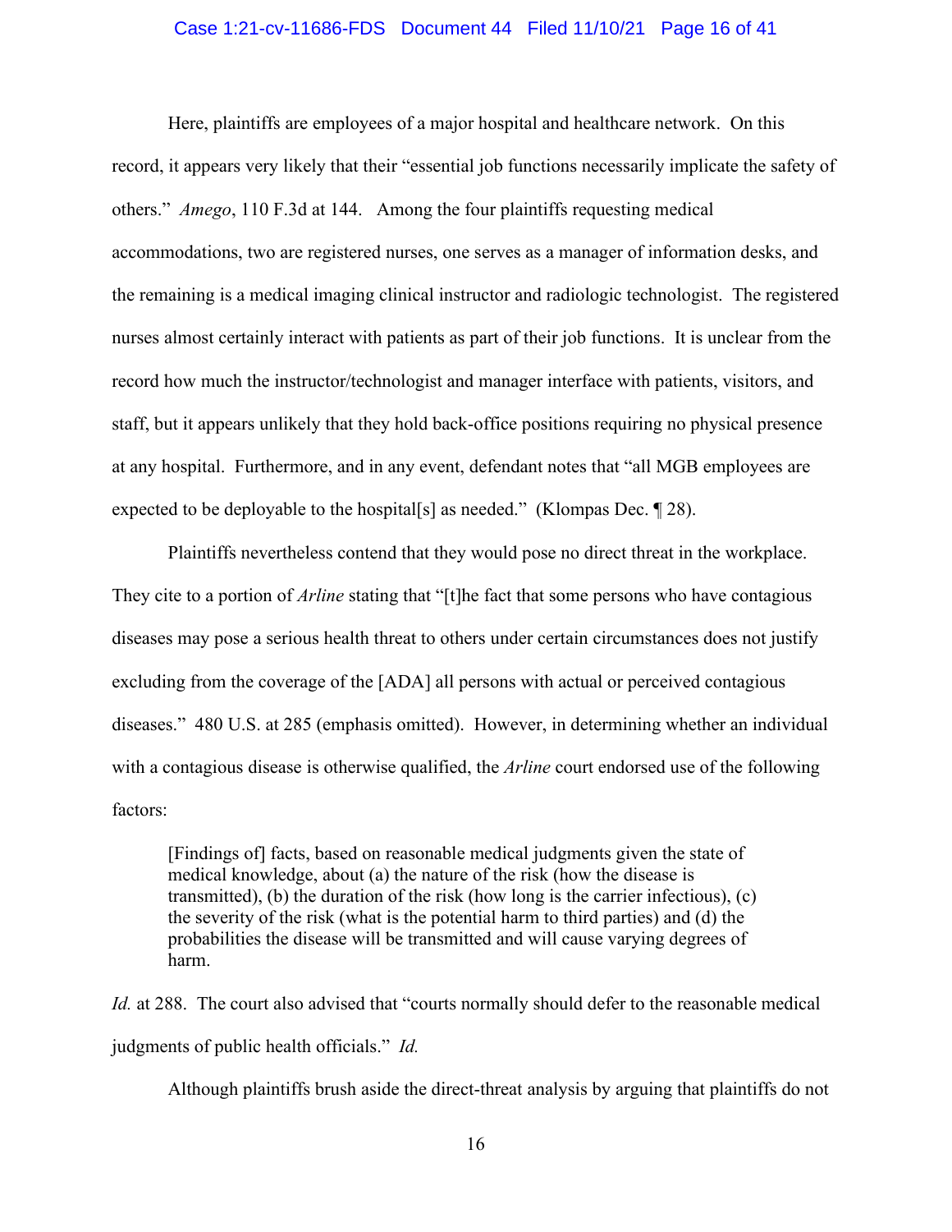Here, plaintiffs are employees of a major hospital and healthcare network. On this record, it appears very likely that their "essential job functions necessarily implicate the safety of others." *Amego*, 110 F.3d at 144. Among the four plaintiffs requesting medical accommodations, two are registered nurses, one serves as a manager of information desks, and the remaining is a medical imaging clinical instructor and radiologic technologist. The registered nurses almost certainly interact with patients as part of their job functions. It is unclear from the record how much the instructor/technologist and manager interface with patients, visitors, and staff, but it appears unlikely that they hold back-office positions requiring no physical presence at any hospital. Furthermore, and in any event, defendant notes that "all MGB employees are expected to be deployable to the hospital[s] as needed." (Klompas Dec. ¶ 28).

Plaintiffs nevertheless contend that they would pose no direct threat in the workplace. They cite to a portion of *Arline* stating that "[t]he fact that some persons who have contagious diseases may pose a serious health threat to others under certain circumstances does not justify excluding from the coverage of the [ADA] all persons with actual or perceived contagious diseases." 480 U.S. at 285 (emphasis omitted). However, in determining whether an individual with a contagious disease is otherwise qualified, the *Arline* court endorsed use of the following factors:

> [Findings of] facts, based on reasonable medical judgments given the state of medical knowledge, about (a) the nature of the risk (how the disease is transmitted), (b) the duration of the risk (how long is the carrier infectious), (c) the severity of the risk (what is the potential harm to third parties) and (d) the probabilities the disease will be transmitted and will cause varying degrees of harm.

*Id.* at 288. The court also advised that "courts normally should defer to the reasonable medical judgments of public health officials." *Id.*

Although plaintiffs brush aside the direct-threat analysis by arguing that plaintiffs do not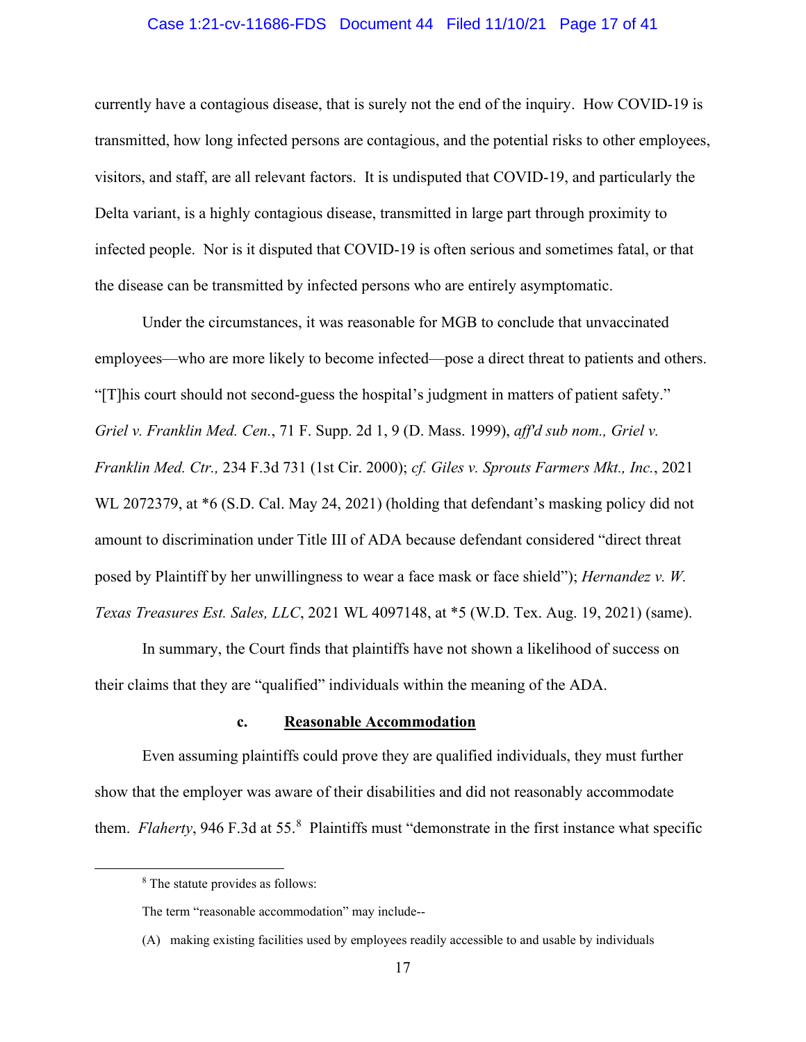currently have a contagious disease, that is surely not the end of the inquiry. How COVID-19 is transmitted, how long infected persons are contagious, and the potential risks to other employees, visitors, and staff, are all relevant factors. It is undisputed that COVID-19, and particularly the Delta variant, is a highly contagious disease, transmitted in large part through proximity to infected people. Nor is it disputed that COVID-19 is often serious and sometimes fatal, or that the disease can be transmitted by infected persons who are entirely asymptomatic.

Under the circumstances, it was reasonable for MGB to conclude that unvaccinated employees—who are more likely to become infected—pose a direct threat to patients and others. "[T]his court should not second-guess the hospital's judgment in matters of patient safety." *Griel v. Franklin Med. Cen.*, 71 F. Supp. 2d 1, 9 (D. Mass. 1999), *aff'd sub nom., Griel v. Franklin Med. Ctr.,* 234 F.3d 731 (1st Cir. 2000); *cf. Giles v. Sprouts Farmers Mkt., Inc.*, 2021 WL 2072379, at *6 (S.D. Cal. May 24, 2021) (holding that defendant's masking policy did not amount to discrimination under Title III of ADA because defendant considered "direct threat posed by Plaintiff by her unwillingness to wear a face mask or face shield"); *Hernandez v. W. Texas Treasures Est. Sales, LLC*, 2021 WL 4097148, at *5 (W.D. Tex. Aug. 19, 2021) (same).

In summary, the Court finds that plaintiffs have not shown a likelihood of success on their claims that they are "qualified" individuals within the meaning of the ADA.

#### c. Reasonable Accommodation

Even assuming plaintiffs could prove they are qualified individuals, they must further show that the employer was aware of their disabilities and did not reasonably accommodate them. *Flaherty*, 946 F.3d at 55.[8] Plaintiffs must "demonstrate in the first instance what specific

---

[8] The statute provides as follows:

The term "reasonable accommodation" may include--

(A) making existing facilities used by employees readily accessible to and usable by individuals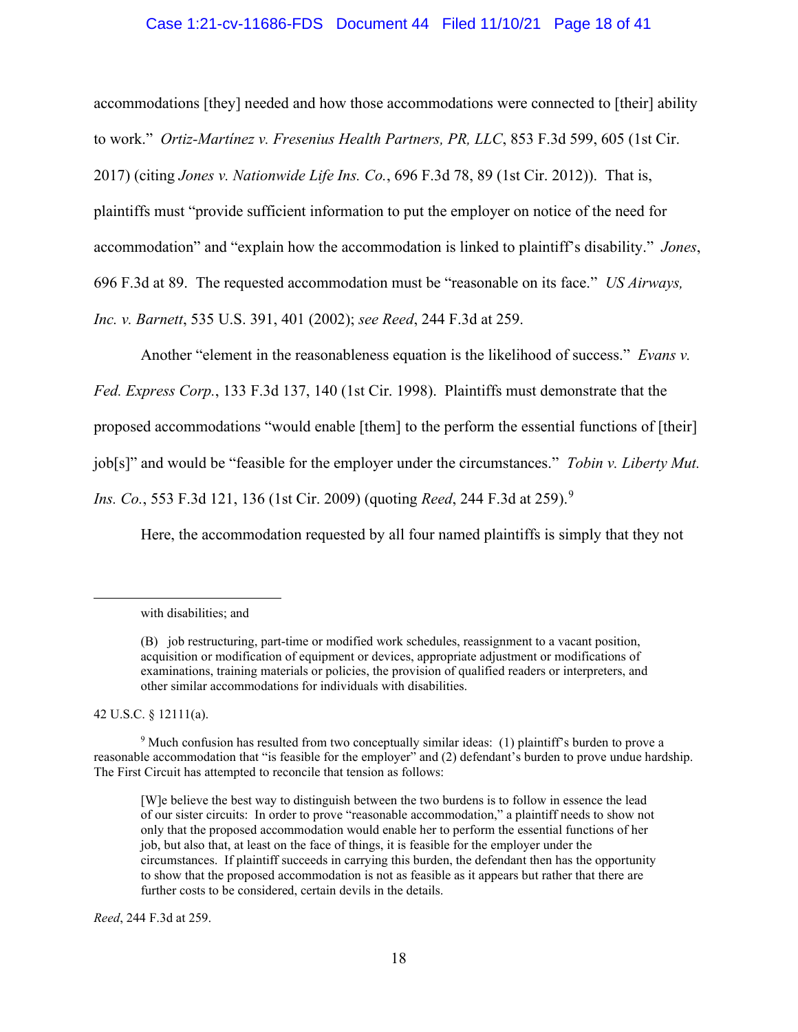accommodations [they] needed and how those accommodations were connected to [their] ability to work." *Ortiz-Martínez v. Fresenius Health Partners, PR, LLC*, 853 F.3d 599, 605 (1st Cir. 2017) (citing *Jones v. Nationwide Life Ins. Co.*, 696 F.3d 78, 89 (1st Cir. 2012)). That is, plaintiffs must "provide sufficient information to put the employer on notice of the need for accommodation" and "explain how the accommodation is linked to plaintiff's disability." *Jones*, 696 F.3d at 89. The requested accommodation must be "reasonable on its face." *US Airways, Inc. v. Barnett*, 535 U.S. 391, 401 (2002); *see Reed*, 244 F.3d at 259.

Another "element in the reasonableness equation is the likelihood of success." *Evans v. Fed. Express Corp.*, 133 F.3d 137, 140 (1st Cir. 1998). Plaintiffs must demonstrate that the proposed accommodations "would enable [them] to the perform the essential functions of [their] job[s]" and would be "feasible for the employer under the circumstances." *Tobin v. Liberty Mut. Ins. Co.*, 553 F.3d 121, 136 (1st Cir. 2009) (quoting *Reed*, 244 F.3d at 259).[9]

Here, the accommodation requested by all four named plaintiffs is simply that they not

---

with disabilities; and

(B) job restructuring, part-time or modified work schedules, reassignment to a vacant position, acquisition or modification of equipment or devices, appropriate adjustment or modifications of examinations, training materials or policies, the provision of qualified readers or interpreters, and other similar accommodations for individuals with disabilities.

42 U.S.C. § 12111(a).

[9] Much confusion has resulted from two conceptually similar ideas: (1) plaintiff's burden to prove a reasonable accommodation that "is feasible for the employer" and (2) defendant's burden to prove undue hardship. The First Circuit has attempted to reconcile that tension as follows:

> [W]e believe the best way to distinguish between the two burdens is to follow in essence the lead of our sister circuits: In order to prove "reasonable accommodation," a plaintiff needs to show not only that the proposed accommodation would enable her to perform the essential functions of her job, but also that, at least on the face of things, it is feasible for the employer under the circumstances. If plaintiff succeeds in carrying this burden, the defendant then has the opportunity to show that the proposed accommodation is not as feasible as it appears but rather that there are further costs to be considered, certain devils in the details.

*Reed*, 244 F.3d at 259.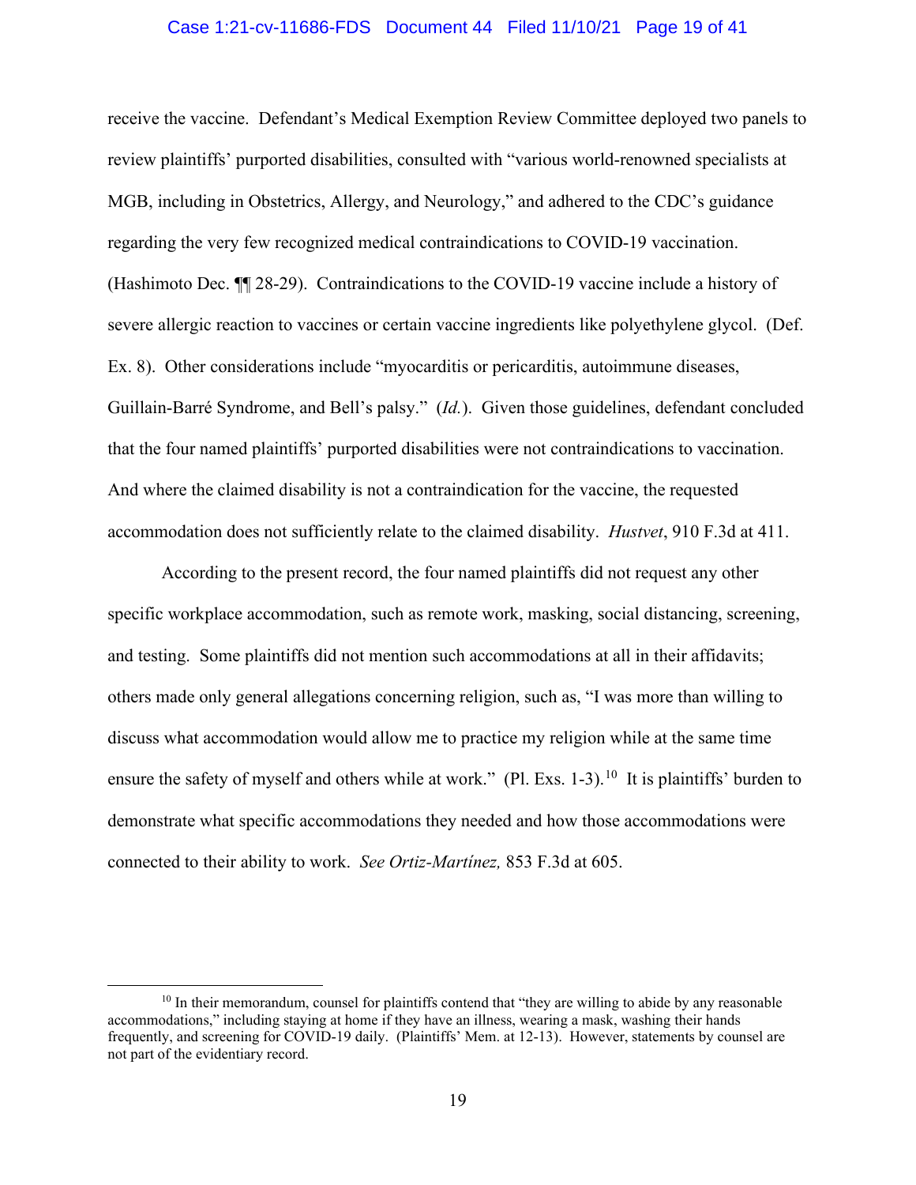receive the vaccine. Defendant's Medical Exemption Review Committee deployed two panels to review plaintiffs' purported disabilities, consulted with "various world-renowned specialists at MGB, including in Obstetrics, Allergy, and Neurology," and adhered to the CDC's guidance regarding the very few recognized medical contraindications to COVID-19 vaccination. (Hashimoto Dec. ¶¶ 28-29). Contraindications to the COVID-19 vaccine include a history of severe allergic reaction to vaccines or certain vaccine ingredients like polyethylene glycol. (Def. Ex. 8). Other considerations include "myocarditis or pericarditis, autoimmune diseases, Guillain-Barré Syndrome, and Bell's palsy." (*Id.*). Given those guidelines, defendant concluded that the four named plaintiffs' purported disabilities were not contraindications to vaccination. And where the claimed disability is not a contraindication for the vaccine, the requested accommodation does not sufficiently relate to the claimed disability. *Hustvet*, 910 F.3d at 411.

According to the present record, the four named plaintiffs did not request any other specific workplace accommodation, such as remote work, masking, social distancing, screening, and testing. Some plaintiffs did not mention such accommodations at all in their affidavits; others made only general allegations concerning religion, such as, "I was more than willing to discuss what accommodation would allow me to practice my religion while at the same time ensure the safety of myself and others while at work." (Pl. Exs. 1-3).[10] It is plaintiffs' burden to demonstrate what specific accommodations they needed and how those accommodations were connected to their ability to work. *See Ortiz-Martínez,* 853 F.3d at 605.

---

[10] In their memorandum, counsel for plaintiffs contend that "they are willing to abide by any reasonable accommodations," including staying at home if they have an illness, wearing a mask, washing their hands frequently, and screening for COVID-19 daily. (Plaintiffs' Mem. at 12-13). However, statements by counsel are not part of the evidentiary record.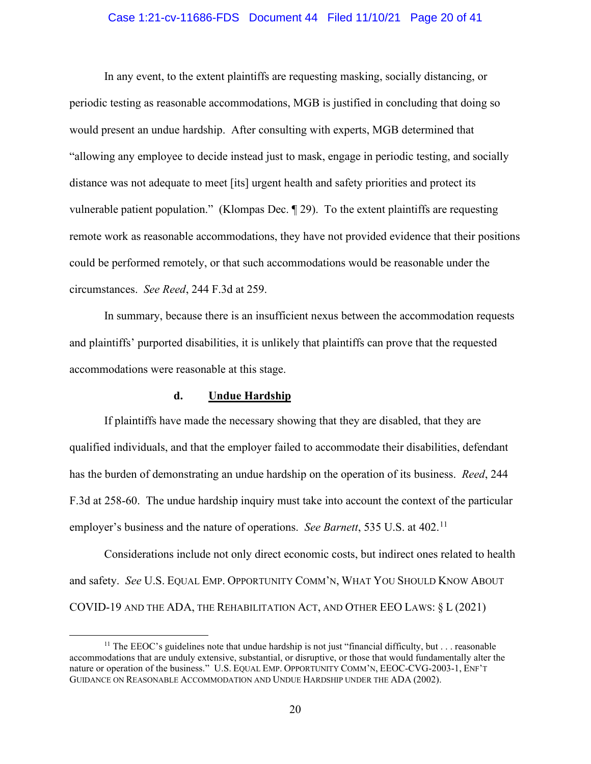In any event, to the extent plaintiffs are requesting masking, socially distancing, or periodic testing as reasonable accommodations, MGB is justified in concluding that doing so would present an undue hardship. After consulting with experts, MGB determined that "allowing any employee to decide instead just to mask, engage in periodic testing, and socially distance was not adequate to meet [its] urgent health and safety priorities and protect its vulnerable patient population." (Klompas Dec. ¶ 29). To the extent plaintiffs are requesting remote work as reasonable accommodations, they have not provided evidence that their positions could be performed remotely, or that such accommodations would be reasonable under the circumstances. *See Reed*, 244 F.3d at 259.

In summary, because there is an insufficient nexus between the accommodation requests and plaintiffs' purported disabilities, it is unlikely that plaintiffs can prove that the requested accommodations were reasonable at this stage.

#### d. Undue Hardship

If plaintiffs have made the necessary showing that they are disabled, that they are qualified individuals, and that the employer failed to accommodate their disabilities, defendant has the burden of demonstrating an undue hardship on the operation of its business. *Reed*, 244 F.3d at 258-60. The undue hardship inquiry must take into account the context of the particular employer's business and the nature of operations. *See Barnett*, 535 U.S. at 402.[11]

Considerations include not only direct economic costs, but indirect ones related to health and safety. *See* U.S. EQUAL EMP. OPPORTUNITY COMM'N, WHAT YOU SHOULD KNOW ABOUT COVID-19 AND THE ADA, THE REHABILITATION ACT, AND OTHER EEO LAWS: § L (2021)

---

[11] The EEOC's guidelines note that undue hardship is not just "financial difficulty, but . . . reasonable accommodations that are unduly extensive, substantial, or disruptive, or those that would fundamentally alter the nature or operation of the business." U.S. EQUAL EMP. OPPORTUNITY COMM'N, EEOC-CVG-2003-1, ENF'T GUIDANCE ON REASONABLE ACCOMMODATION AND UNDUE HARDSHIP UNDER THE ADA (2002).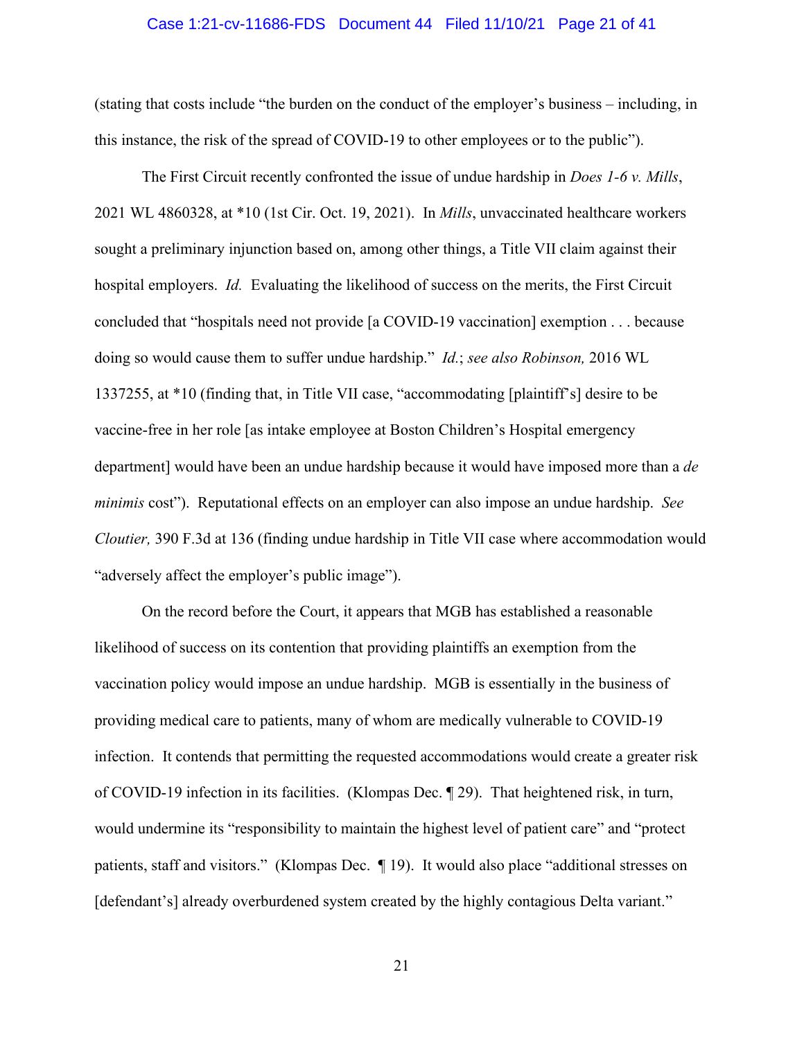(stating that costs include "the burden on the conduct of the employer's business – including, in this instance, the risk of the spread of COVID-19 to other employees or to the public").

The First Circuit recently confronted the issue of undue hardship in *Does 1-6 v. Mills*, 2021 WL 4860328, at *10 (1st Cir. Oct. 19, 2021). In *Mills*, unvaccinated healthcare workers sought a preliminary injunction based on, among other things, a Title VII claim against their hospital employers. *Id.* Evaluating the likelihood of success on the merits, the First Circuit concluded that "hospitals need not provide [a COVID-19 vaccination] exemption . . . because doing so would cause them to suffer undue hardship." *Id.*; *see also Robinson,* 2016 WL 1337255, at *10 (finding that, in Title VII case, "accommodating [plaintiff's] desire to be vaccine-free in her role [as intake employee at Boston Children's Hospital emergency department] would have been an undue hardship because it would have imposed more than a *de minimis* cost"). Reputational effects on an employer can also impose an undue hardship. *See Cloutier,* 390 F.3d at 136 (finding undue hardship in Title VII case where accommodation would "adversely affect the employer's public image").

On the record before the Court, it appears that MGB has established a reasonable likelihood of success on its contention that providing plaintiffs an exemption from the vaccination policy would impose an undue hardship. MGB is essentially in the business of providing medical care to patients, many of whom are medically vulnerable to COVID-19 infection. It contends that permitting the requested accommodations would create a greater risk of COVID-19 infection in its facilities. (Klompas Dec. ¶ 29). That heightened risk, in turn, would undermine its "responsibility to maintain the highest level of patient care" and "protect patients, staff and visitors." (Klompas Dec. ¶ 19). It would also place "additional stresses on [defendant's] already overburdened system created by the highly contagious Delta variant."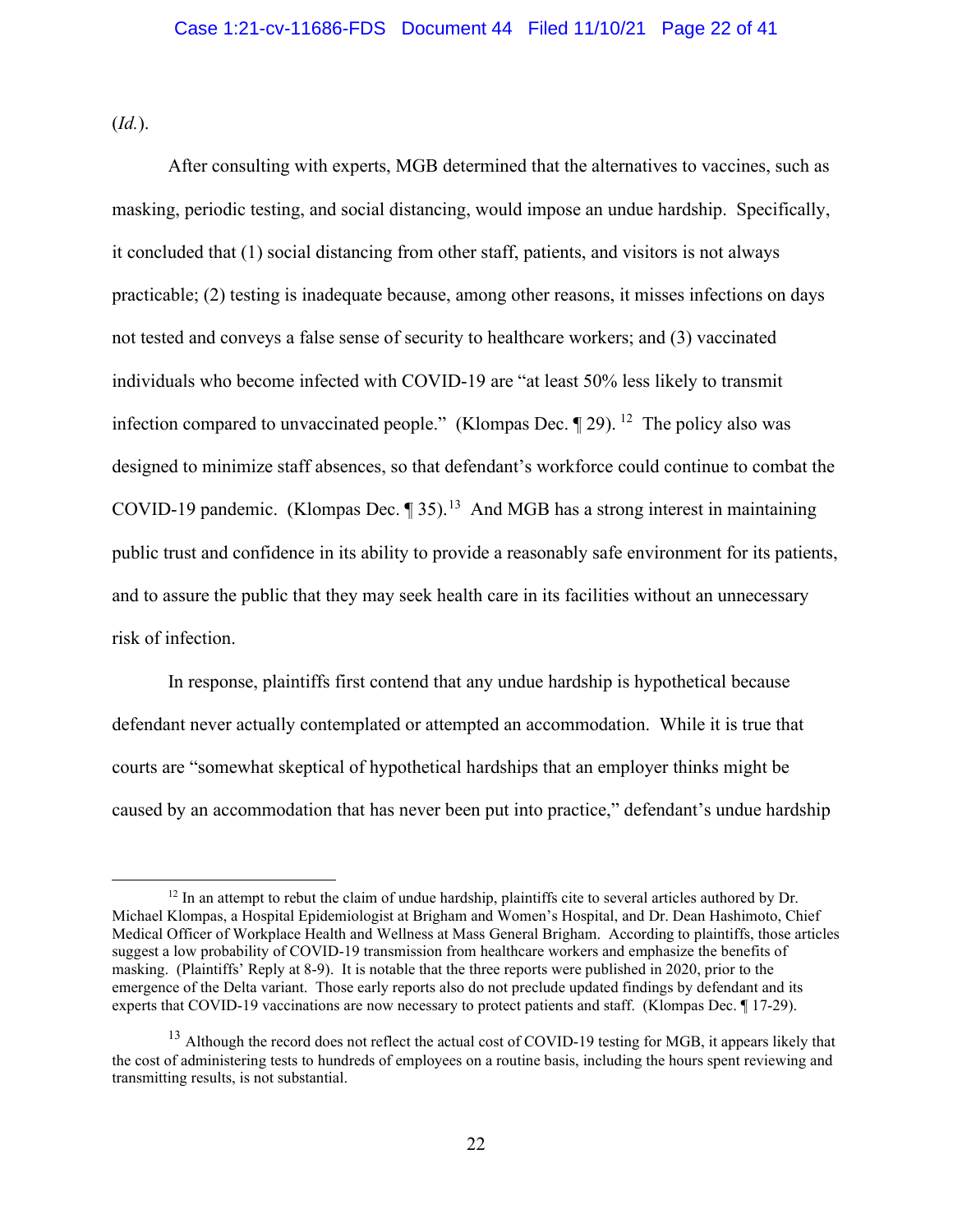(*Id.*).

After consulting with experts, MGB determined that the alternatives to vaccines, such as masking, periodic testing, and social distancing, would impose an undue hardship. Specifically, it concluded that (1) social distancing from other staff, patients, and visitors is not always practicable; (2) testing is inadequate because, among other reasons, it misses infections on days not tested and conveys a false sense of security to healthcare workers; and (3) vaccinated individuals who become infected with COVID-19 are "at least 50% less likely to transmit infection compared to unvaccinated people." (Klompas Dec. ¶ 29).[12] The policy also was designed to minimize staff absences, so that defendant's workforce could continue to combat the COVID-19 pandemic. (Klompas Dec. ¶ 35).[13] And MGB has a strong interest in maintaining public trust and confidence in its ability to provide a reasonably safe environment for its patients, and to assure the public that they may seek health care in its facilities without an unnecessary risk of infection.

In response, plaintiffs first contend that any undue hardship is hypothetical because defendant never actually contemplated or attempted an accommodation. While it is true that courts are "somewhat skeptical of hypothetical hardships that an employer thinks might be caused by an accommodation that has never been put into practice," defendant's undue hardship

---

[12] In an attempt to rebut the claim of undue hardship, plaintiffs cite to several articles authored by Dr. Michael Klompas, a Hospital Epidemiologist at Brigham and Women's Hospital, and Dr. Dean Hashimoto, Chief Medical Officer of Workplace Health and Wellness at Mass General Brigham. According to plaintiffs, those articles suggest a low probability of COVID-19 transmission from healthcare workers and emphasize the benefits of masking. (Plaintiffs' Reply at 8-9). It is notable that the three reports were published in 2020, prior to the emergence of the Delta variant. Those early reports also do not preclude updated findings by defendant and its experts that COVID-19 vaccinations are now necessary to protect patients and staff. (Klompas Dec. ¶ 17-29).

[13] Although the record does not reflect the actual cost of COVID-19 testing for MGB, it appears likely that the cost of administering tests to hundreds of employees on a routine basis, including the hours spent reviewing and transmitting results, is not substantial.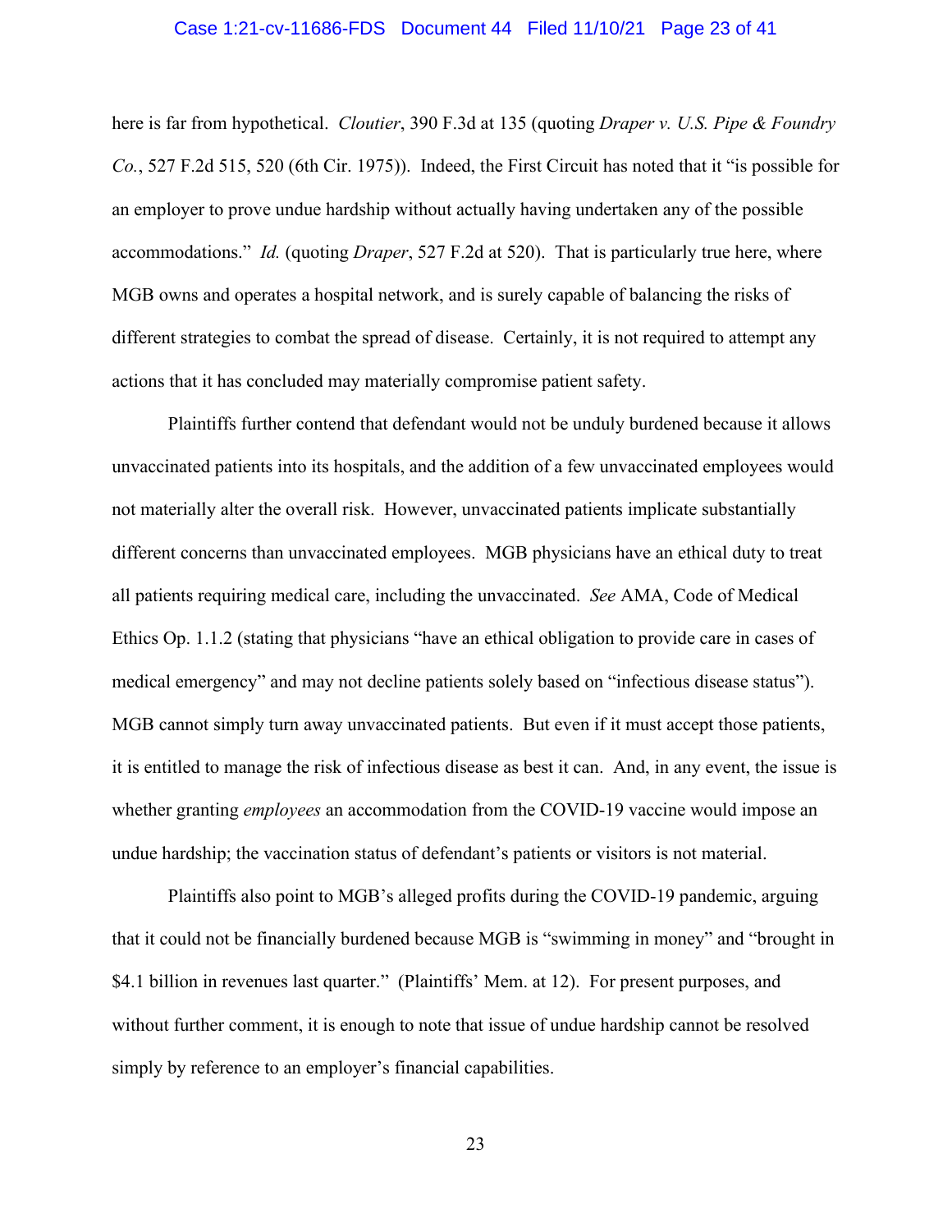here is far from hypothetical. *Cloutier*, 390 F.3d at 135 (quoting *Draper v. U.S. Pipe & Foundry Co.*, 527 F.2d 515, 520 (6th Cir. 1975)). Indeed, the First Circuit has noted that it "is possible for an employer to prove undue hardship without actually having undertaken any of the possible accommodations." *Id.* (quoting *Draper*, 527 F.2d at 520). That is particularly true here, where MGB owns and operates a hospital network, and is surely capable of balancing the risks of different strategies to combat the spread of disease. Certainly, it is not required to attempt any actions that it has concluded may materially compromise patient safety.

Plaintiffs further contend that defendant would not be unduly burdened because it allows unvaccinated patients into its hospitals, and the addition of a few unvaccinated employees would not materially alter the overall risk. However, unvaccinated patients implicate substantially different concerns than unvaccinated employees. MGB physicians have an ethical duty to treat all patients requiring medical care, including the unvaccinated. *See* AMA, Code of Medical Ethics Op. 1.1.2 (stating that physicians "have an ethical obligation to provide care in cases of medical emergency" and may not decline patients solely based on "infectious disease status"). MGB cannot simply turn away unvaccinated patients. But even if it must accept those patients, it is entitled to manage the risk of infectious disease as best it can. And, in any event, the issue is whether granting *employees* an accommodation from the COVID-19 vaccine would impose an undue hardship; the vaccination status of defendant's patients or visitors is not material.

Plaintiffs also point to MGB's alleged profits during the COVID-19 pandemic, arguing that it could not be financially burdened because MGB is "swimming in money" and "brought in $4.1 billion in revenues last quarter." (Plaintiffs' Mem. at 12). For present purposes, and without further comment, it is enough to note that issue of undue hardship cannot be resolved simply by reference to an employer's financial capabilities.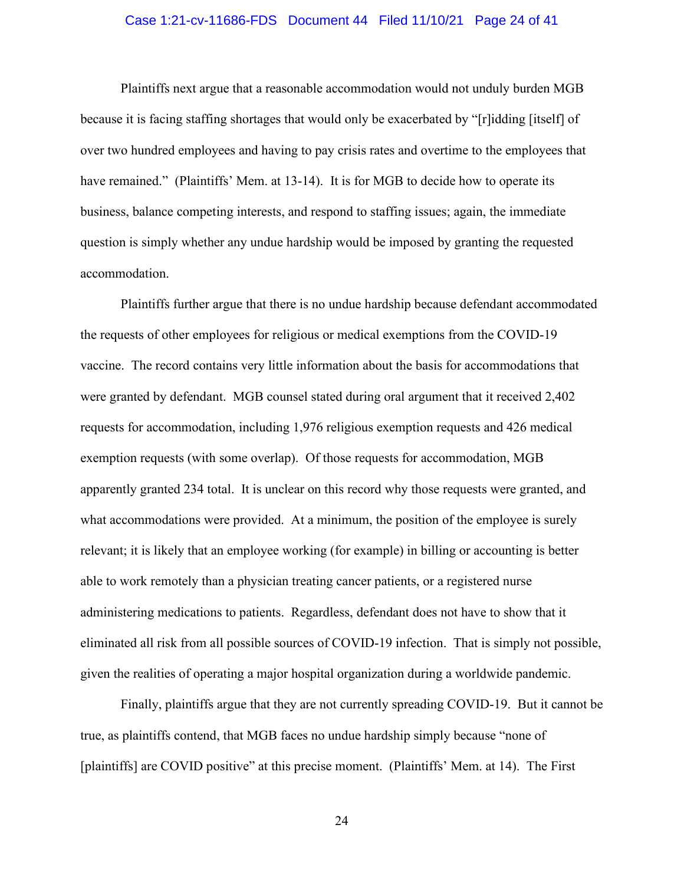Plaintiffs next argue that a reasonable accommodation would not unduly burden MGB because it is facing staffing shortages that would only be exacerbated by "[r]idding [itself] of over two hundred employees and having to pay crisis rates and overtime to the employees that have remained." (Plaintiffs' Mem. at 13-14). It is for MGB to decide how to operate its business, balance competing interests, and respond to staffing issues; again, the immediate question is simply whether any undue hardship would be imposed by granting the requested accommodation.

Plaintiffs further argue that there is no undue hardship because defendant accommodated the requests of other employees for religious or medical exemptions from the COVID-19 vaccine. The record contains very little information about the basis for accommodations that were granted by defendant. MGB counsel stated during oral argument that it received 2,402 requests for accommodation, including 1,976 religious exemption requests and 426 medical exemption requests (with some overlap). Of those requests for accommodation, MGB apparently granted 234 total. It is unclear on this record why those requests were granted, and what accommodations were provided. At a minimum, the position of the employee is surely relevant; it is likely that an employee working (for example) in billing or accounting is better able to work remotely than a physician treating cancer patients, or a registered nurse administering medications to patients. Regardless, defendant does not have to show that it eliminated all risk from all possible sources of COVID-19 infection. That is simply not possible, given the realities of operating a major hospital organization during a worldwide pandemic.

Finally, plaintiffs argue that they are not currently spreading COVID-19. But it cannot be true, as plaintiffs contend, that MGB faces no undue hardship simply because "none of [plaintiffs] are COVID positive" at this precise moment. (Plaintiffs' Mem. at 14). The First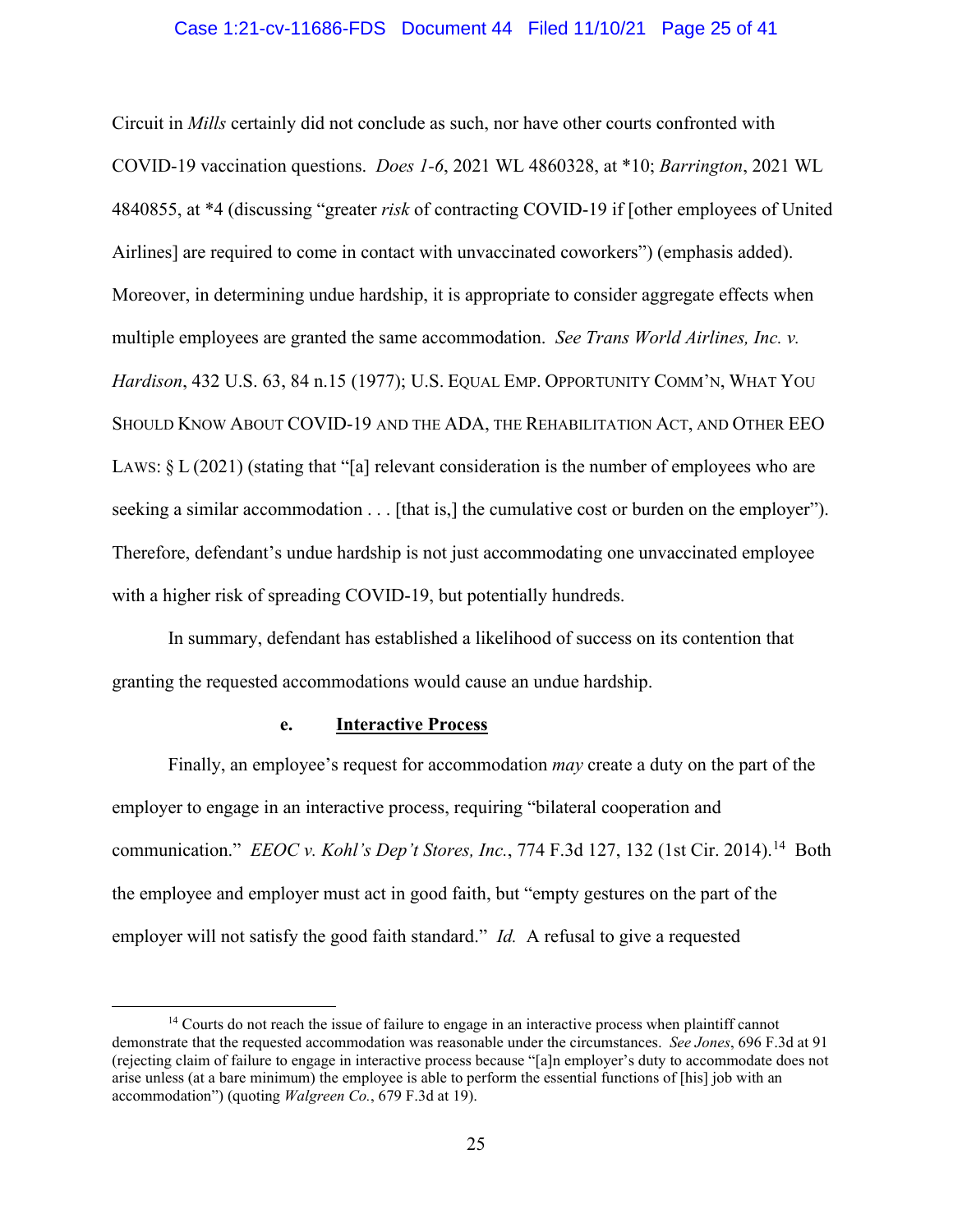Circuit in *Mills* certainly did not conclude as such, nor have other courts confronted with COVID-19 vaccination questions. *Does 1-6*, 2021 WL 4860328, at *10; *Barrington*, 2021 WL 4840855, at *4 (discussing "greater *risk* of contracting COVID-19 if [other employees of United Airlines] are required to come in contact with unvaccinated coworkers") (emphasis added). Moreover, in determining undue hardship, it is appropriate to consider aggregate effects when multiple employees are granted the same accommodation. *See Trans World Airlines, Inc. v. Hardison*, 432 U.S. 63, 84 n.15 (1977); U.S. EQUAL EMP. OPPORTUNITY COMM'N, WHAT YOU SHOULD KNOW ABOUT COVID-19 AND THE ADA, THE REHABILITATION ACT, AND OTHER EEO LAWS: § L (2021) (stating that "[a] relevant consideration is the number of employees who are seeking a similar accommodation . . . [that is,] the cumulative cost or burden on the employer"). Therefore, defendant's undue hardship is not just accommodating one unvaccinated employee with a higher risk of spreading COVID-19, but potentially hundreds.

In summary, defendant has established a likelihood of success on its contention that granting the requested accommodations would cause an undue hardship.

#### e. Interactive Process

Finally, an employee's request for accommodation *may* create a duty on the part of the employer to engage in an interactive process, requiring "bilateral cooperation and communication." *EEOC v. Kohl's Dep't Stores, Inc.*, 774 F.3d 127, 132 (1st Cir. 2014).[14] Both the employee and employer must act in good faith, but "empty gestures on the part of the employer will not satisfy the good faith standard." *Id.* A refusal to give a requested

[14] Courts do not reach the issue of failure to engage in an interactive process when plaintiff cannot demonstrate that the requested accommodation was reasonable under the circumstances. *See Jones*, 696 F.3d at 91 (rejecting claim of failure to engage in interactive process because "[a]n employer's duty to accommodate does not arise unless (at a bare minimum) the employee is able to perform the essential functions of [his] job with an accommodation") (quoting *Walgreen Co.*, 679 F.3d at 19).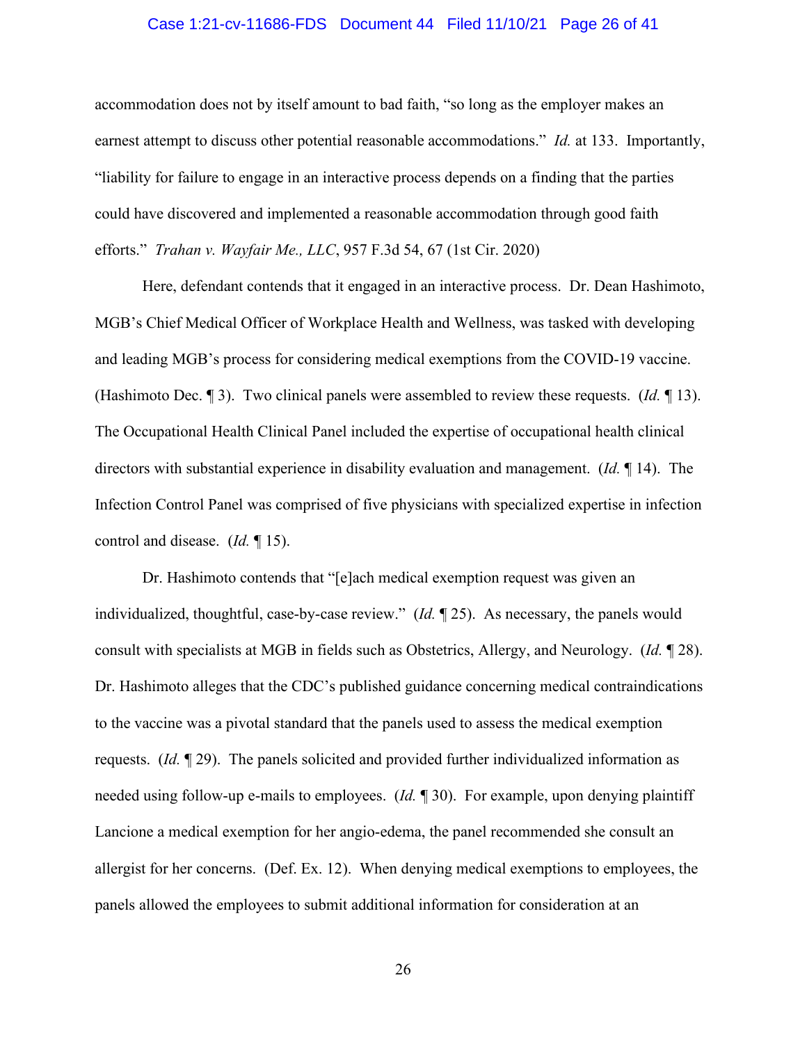accommodation does not by itself amount to bad faith, "so long as the employer makes an earnest attempt to discuss other potential reasonable accommodations." *Id.* at 133. Importantly, "liability for failure to engage in an interactive process depends on a finding that the parties could have discovered and implemented a reasonable accommodation through good faith efforts." *Trahan v. Wayfair Me., LLC*, 957 F.3d 54, 67 (1st Cir. 2020)

Here, defendant contends that it engaged in an interactive process. Dr. Dean Hashimoto, MGB's Chief Medical Officer of Workplace Health and Wellness, was tasked with developing and leading MGB's process for considering medical exemptions from the COVID-19 vaccine. (Hashimoto Dec. ¶ 3). Two clinical panels were assembled to review these requests. (*Id.* ¶ 13). The Occupational Health Clinical Panel included the expertise of occupational health clinical directors with substantial experience in disability evaluation and management. (*Id.* ¶ 14). The Infection Control Panel was comprised of five physicians with specialized expertise in infection control and disease. (*Id.* ¶ 15).

Dr. Hashimoto contends that "[e]ach medical exemption request was given an individualized, thoughtful, case-by-case review." (*Id.* ¶ 25). As necessary, the panels would consult with specialists at MGB in fields such as Obstetrics, Allergy, and Neurology. (*Id.* ¶ 28). Dr. Hashimoto alleges that the CDC's published guidance concerning medical contraindications to the vaccine was a pivotal standard that the panels used to assess the medical exemption requests. (*Id.* ¶ 29). The panels solicited and provided further individualized information as needed using follow-up e-mails to employees. (*Id.* ¶ 30). For example, upon denying plaintiff Lancione a medical exemption for her angio-edema, the panel recommended she consult an allergist for her concerns. (Def. Ex. 12). When denying medical exemptions to employees, the panels allowed the employees to submit additional information for consideration at an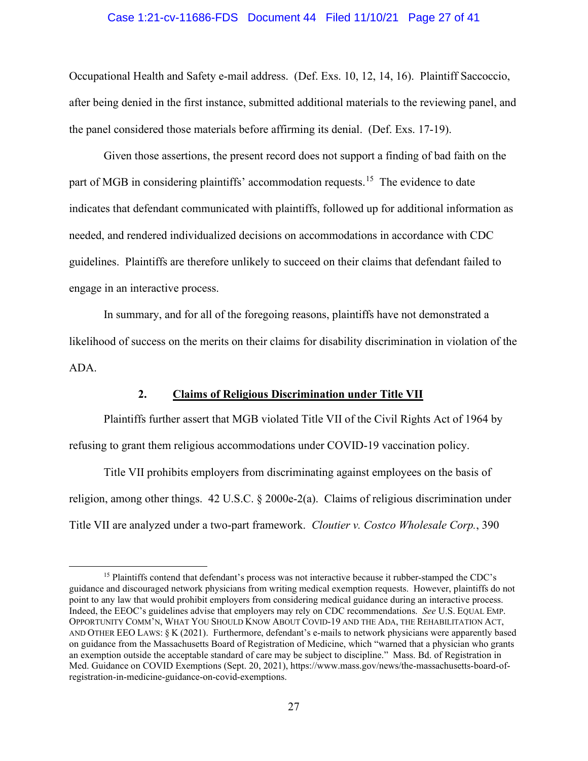Occupational Health and Safety e-mail address. (Def. Exs. 10, 12, 14, 16). Plaintiff Saccoccio, after being denied in the first instance, submitted additional materials to the reviewing panel, and the panel considered those materials before affirming its denial. (Def. Exs. 17-19).

Given those assertions, the present record does not support a finding of bad faith on the part of MGB in considering plaintiffs' accommodation requests.[15] The evidence to date indicates that defendant communicated with plaintiffs, followed up for additional information as needed, and rendered individualized decisions on accommodations in accordance with CDC guidelines. Plaintiffs are therefore unlikely to succeed on their claims that defendant failed to engage in an interactive process.

In summary, and for all of the foregoing reasons, plaintiffs have not demonstrated a likelihood of success on the merits on their claims for disability discrimination in violation of the ADA.

### 2. Claims of Religious Discrimination under Title VII

Plaintiffs further assert that MGB violated Title VII of the Civil Rights Act of 1964 by refusing to grant them religious accommodations under COVID-19 vaccination policy.

Title VII prohibits employers from discriminating against employees on the basis of religion, among other things. 42 U.S.C. § 2000e-2(a). Claims of religious discrimination under Title VII are analyzed under a two-part framework. *Cloutier v. Costco Wholesale Corp.*, 390

---

[15] Plaintiffs contend that defendant's process was not interactive because it rubber-stamped the CDC's guidance and discouraged network physicians from writing medical exemption requests. However, plaintiffs do not point to any law that would prohibit employers from considering medical guidance during an interactive process. Indeed, the EEOC's guidelines advise that employers may rely on CDC recommendations. *See* U.S. EQUAL EMP. OPPORTUNITY COMM'N, WHAT YOU SHOULD KNOW ABOUT COVID-19 AND THE ADA, THE REHABILITATION ACT, AND OTHER EEO LAWS: § K (2021). Furthermore, defendant's e-mails to network physicians were apparently based on guidance from the Massachusetts Board of Registration of Medicine, which "warned that a physician who grants an exemption outside the acceptable standard of care may be subject to discipline." Mass. Bd. of Registration in Med. Guidance on COVID Exemptions (Sept. 20, 2021), https://www.mass.gov/news/the-massachusetts-board-of-registration-in-medicine-guidance-on-covid-exemptions.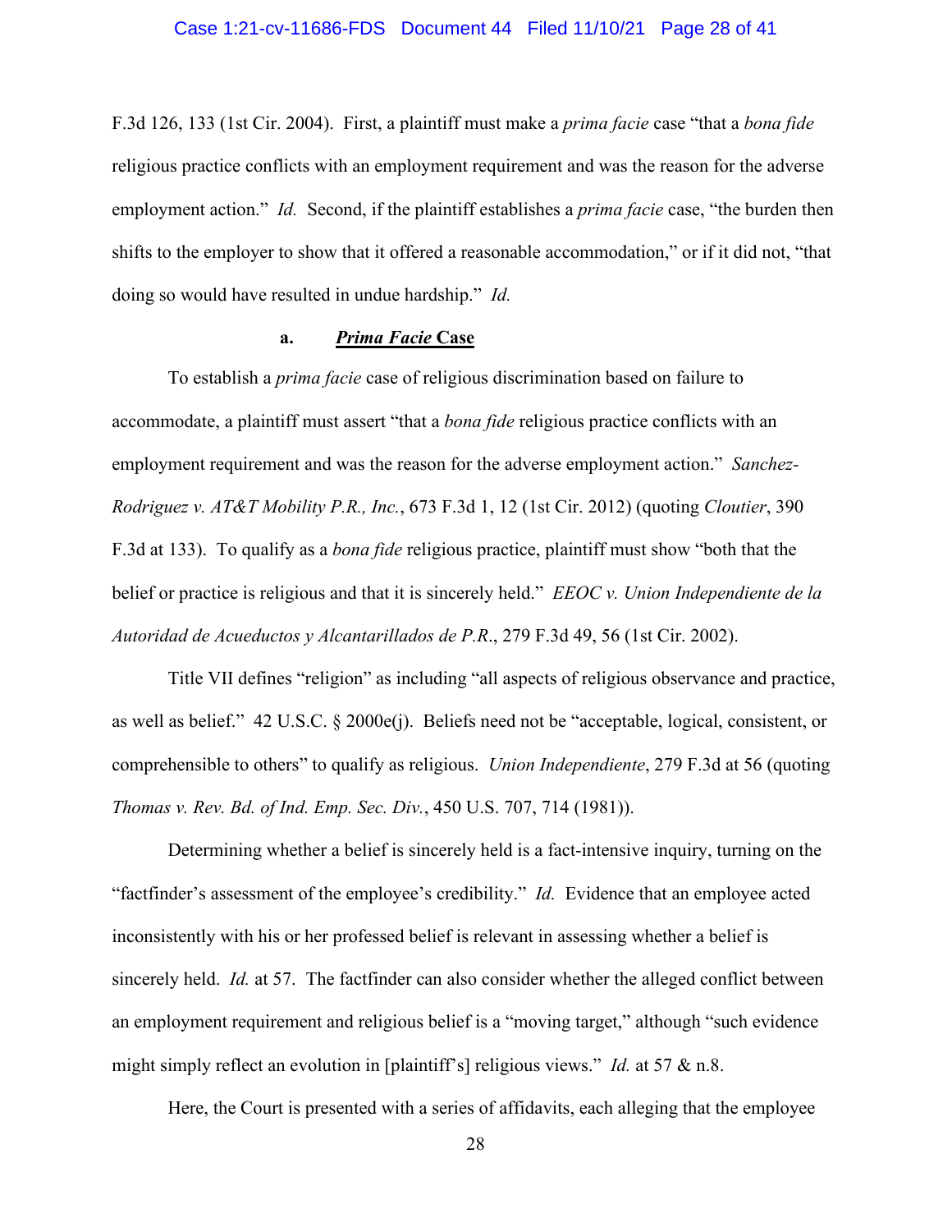F.3d 126, 133 (1st Cir. 2004). First, a plaintiff must make a *prima facie* case "that a *bona fide* religious practice conflicts with an employment requirement and was the reason for the adverse employment action." *Id.* Second, if the plaintiff establishes a *prima facie* case, "the burden then shifts to the employer to show that it offered a reasonable accommodation," or if it did not, "that doing so would have resulted in undue hardship." *Id.*

#### a. ***Prima Facie* Case**

To establish a *prima facie* case of religious discrimination based on failure to accommodate, a plaintiff must assert "that a *bona fide* religious practice conflicts with an employment requirement and was the reason for the adverse employment action." *Sanchez-Rodriguez v. AT&T Mobility P.R., Inc.*, 673 F.3d 1, 12 (1st Cir. 2012) (quoting *Cloutier*, 390 F.3d at 133). To qualify as a *bona fide* religious practice, plaintiff must show "both that the belief or practice is religious and that it is sincerely held." *EEOC v. Union Independiente de la Autoridad de Acueductos y Alcantarillados de P.R.*, 279 F.3d 49, 56 (1st Cir. 2002).

Title VII defines "religion" as including "all aspects of religious observance and practice, as well as belief." 42 U.S.C. § 2000e(j). Beliefs need not be "acceptable, logical, consistent, or comprehensible to others" to qualify as religious. *Union Independiente*, 279 F.3d at 56 (quoting *Thomas v. Rev. Bd. of Ind. Emp. Sec. Div.*, 450 U.S. 707, 714 (1981)).

Determining whether a belief is sincerely held is a fact-intensive inquiry, turning on the "factfinder's assessment of the employee's credibility." *Id.* Evidence that an employee acted inconsistently with his or her professed belief is relevant in assessing whether a belief is sincerely held. *Id.* at 57. The factfinder can also consider whether the alleged conflict between an employment requirement and religious belief is a "moving target," although "such evidence might simply reflect an evolution in [plaintiff's] religious views." *Id.* at 57 & n.8.

Here, the Court is presented with a series of affidavits, each alleging that the employee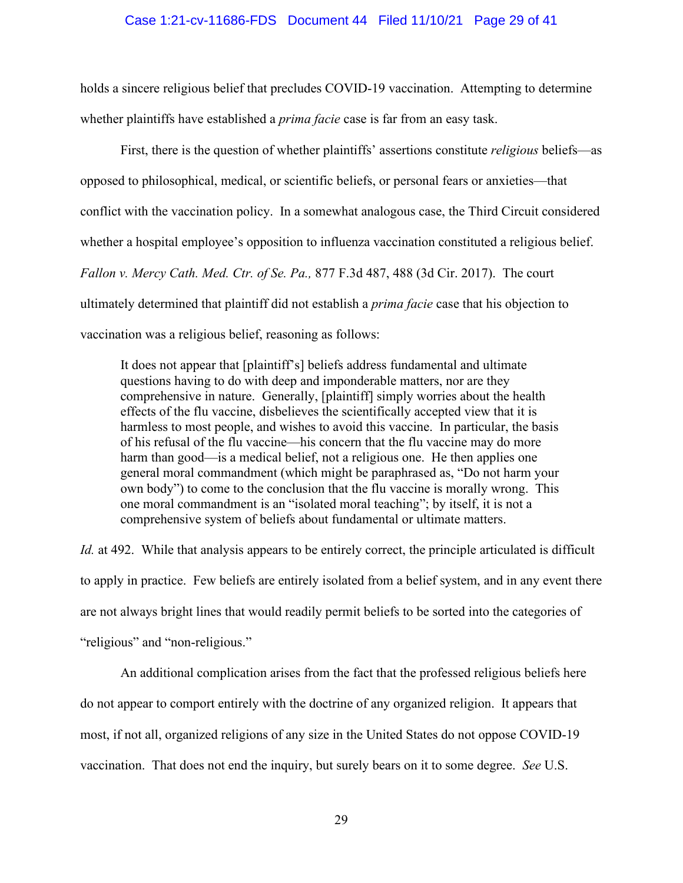holds a sincere religious belief that precludes COVID-19 vaccination. Attempting to determine whether plaintiffs have established a *prima facie* case is far from an easy task.

First, there is the question of whether plaintiffs' assertions constitute *religious* beliefs—as opposed to philosophical, medical, or scientific beliefs, or personal fears or anxieties—that conflict with the vaccination policy. In a somewhat analogous case, the Third Circuit considered whether a hospital employee's opposition to influenza vaccination constituted a religious belief. *Fallon v. Mercy Cath. Med. Ctr. of Se. Pa.,* 877 F.3d 487, 488 (3d Cir. 2017). The court ultimately determined that plaintiff did not establish a *prima facie* case that his objection to vaccination was a religious belief, reasoning as follows:

> It does not appear that [plaintiff's] beliefs address fundamental and ultimate questions having to do with deep and imponderable matters, nor are they comprehensive in nature. Generally, [plaintiff] simply worries about the health effects of the flu vaccine, disbelieves the scientifically accepted view that it is harmless to most people, and wishes to avoid this vaccine. In particular, the basis of his refusal of the flu vaccine—his concern that the flu vaccine may do more harm than good—is a medical belief, not a religious one. He then applies one general moral commandment (which might be paraphrased as, "Do not harm your own body") to come to the conclusion that the flu vaccine is morally wrong. This one moral commandment is an "isolated moral teaching"; by itself, it is not a comprehensive system of beliefs about fundamental or ultimate matters.

*Id.* at 492. While that analysis appears to be entirely correct, the principle articulated is difficult to apply in practice. Few beliefs are entirely isolated from a belief system, and in any event there are not always bright lines that would readily permit beliefs to be sorted into the categories of "religious" and "non-religious."

An additional complication arises from the fact that the professed religious beliefs here do not appear to comport entirely with the doctrine of any organized religion. It appears that most, if not all, organized religions of any size in the United States do not oppose COVID-19 vaccination. That does not end the inquiry, but surely bears on it to some degree. *See* U.S.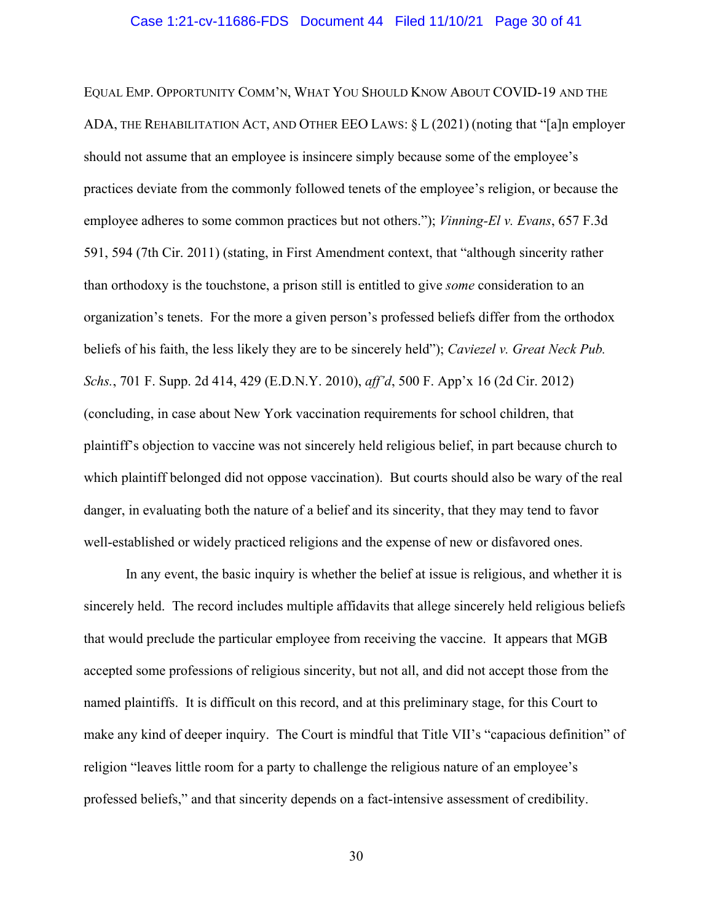EQUAL EMP. OPPORTUNITY COMM'N, WHAT YOU SHOULD KNOW ABOUT COVID-19 AND THE ADA, THE REHABILITATION ACT, AND OTHER EEO LAWS: § L (2021) (noting that "[a]n employer should not assume that an employee is insincere simply because some of the employee's practices deviate from the commonly followed tenets of the employee's religion, or because the employee adheres to some common practices but not others."); *Vinning-El v. Evans*, 657 F.3d 591, 594 (7th Cir. 2011) (stating, in First Amendment context, that "although sincerity rather than orthodoxy is the touchstone, a prison still is entitled to give *some* consideration to an organization's tenets. For the more a given person's professed beliefs differ from the orthodox beliefs of his faith, the less likely they are to be sincerely held"); *Caviezel v. Great Neck Pub. Schs.*, 701 F. Supp. 2d 414, 429 (E.D.N.Y. 2010), *aff'd*, 500 F. App'x 16 (2d Cir. 2012) (concluding, in case about New York vaccination requirements for school children, that plaintiff's objection to vaccine was not sincerely held religious belief, in part because church to which plaintiff belonged did not oppose vaccination). But courts should also be wary of the real danger, in evaluating both the nature of a belief and its sincerity, that they may tend to favor well-established or widely practiced religions and the expense of new or disfavored ones.

In any event, the basic inquiry is whether the belief at issue is religious, and whether it is sincerely held. The record includes multiple affidavits that allege sincerely held religious beliefs that would preclude the particular employee from receiving the vaccine. It appears that MGB accepted some professions of religious sincerity, but not all, and did not accept those from the named plaintiffs. It is difficult on this record, and at this preliminary stage, for this Court to make any kind of deeper inquiry. The Court is mindful that Title VII's "capacious definition" of religion "leaves little room for a party to challenge the religious nature of an employee's professed beliefs," and that sincerity depends on a fact-intensive assessment of credibility.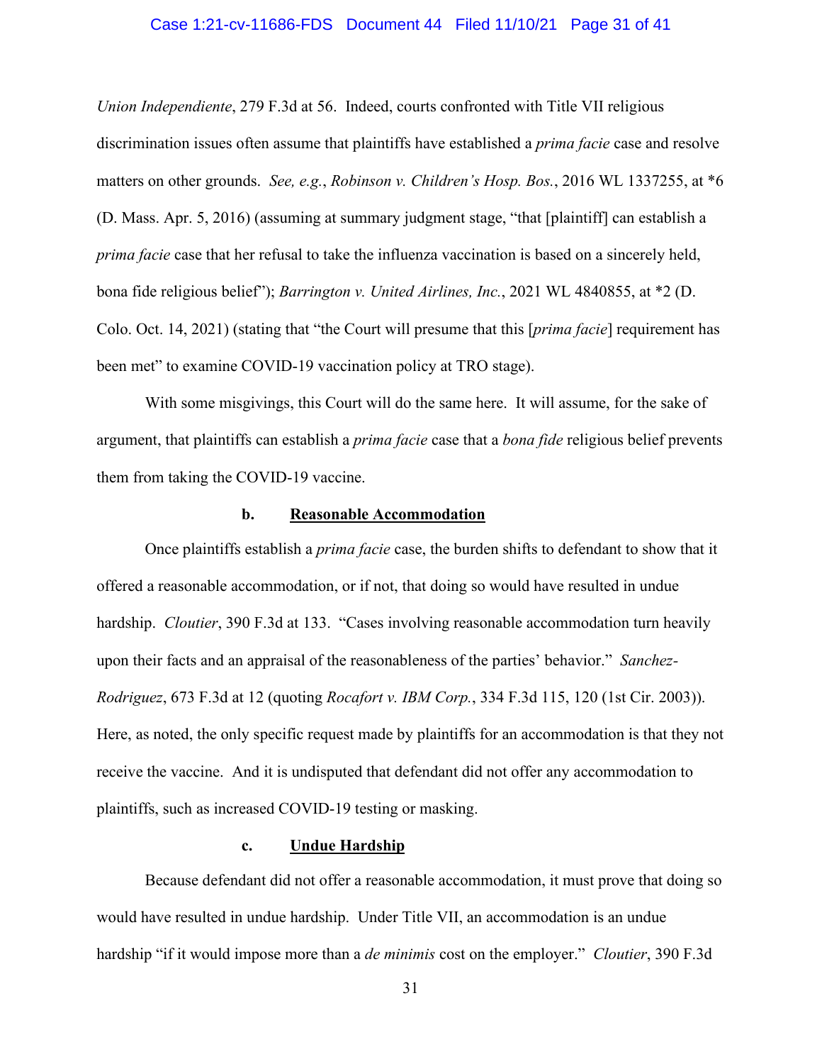*Union Independiente*, 279 F.3d at 56. Indeed, courts confronted with Title VII religious discrimination issues often assume that plaintiffs have established a *prima facie* case and resolve matters on other grounds. *See, e.g.*, *Robinson v. Children's Hosp. Bos.*, 2016 WL 1337255, at *6 (D. Mass. Apr. 5, 2016) (assuming at summary judgment stage, "that [plaintiff] can establish a *prima facie* case that her refusal to take the influenza vaccination is based on a sincerely held, bona fide religious belief"); *Barrington v. United Airlines, Inc.*, 2021 WL 4840855, at *2 (D. Colo. Oct. 14, 2021) (stating that "the Court will presume that this [*prima facie*] requirement has been met" to examine COVID-19 vaccination policy at TRO stage).

With some misgivings, this Court will do the same here. It will assume, for the sake of argument, that plaintiffs can establish a *prima facie* case that a *bona fide* religious belief prevents them from taking the COVID-19 vaccine.

#### b. Reasonable Accommodation

Once plaintiffs establish a *prima facie* case, the burden shifts to defendant to show that it offered a reasonable accommodation, or if not, that doing so would have resulted in undue hardship. *Cloutier*, 390 F.3d at 133. "Cases involving reasonable accommodation turn heavily upon their facts and an appraisal of the reasonableness of the parties' behavior." *Sanchez-Rodriguez*, 673 F.3d at 12 (quoting *Rocafort v. IBM Corp.*, 334 F.3d 115, 120 (1st Cir. 2003)). Here, as noted, the only specific request made by plaintiffs for an accommodation is that they not receive the vaccine. And it is undisputed that defendant did not offer any accommodation to plaintiffs, such as increased COVID-19 testing or masking.

#### c. Undue Hardship

Because defendant did not offer a reasonable accommodation, it must prove that doing so would have resulted in undue hardship. Under Title VII, an accommodation is an undue hardship "if it would impose more than a *de minimis* cost on the employer." *Cloutier*, 390 F.3d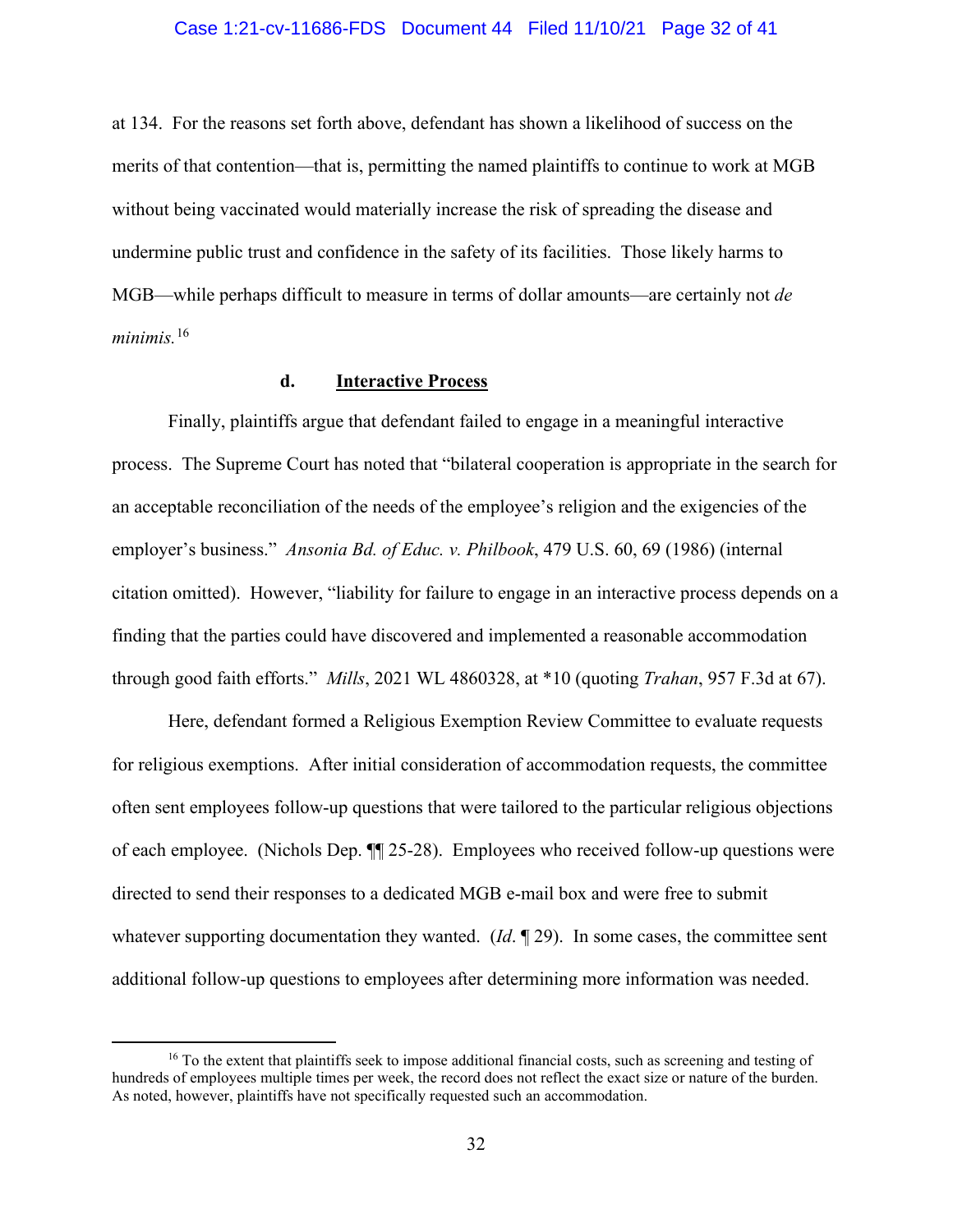at 134. For the reasons set forth above, defendant has shown a likelihood of success on the merits of that contention—that is, permitting the named plaintiffs to continue to work at MGB without being vaccinated would materially increase the risk of spreading the disease and undermine public trust and confidence in the safety of its facilities. Those likely harms to MGB—while perhaps difficult to measure in terms of dollar amounts—are certainly not *de minimis.*[16]

#### d. **Interactive Process**

Finally, plaintiffs argue that defendant failed to engage in a meaningful interactive process. The Supreme Court has noted that "bilateral cooperation is appropriate in the search for an acceptable reconciliation of the needs of the employee's religion and the exigencies of the employer's business." *Ansonia Bd. of Educ. v. Philbook*, 479 U.S. 60, 69 (1986) (internal citation omitted). However, "liability for failure to engage in an interactive process depends on a finding that the parties could have discovered and implemented a reasonable accommodation through good faith efforts." *Mills*, 2021 WL 4860328, at *10 (quoting *Trahan*, 957 F.3d at 67).

Here, defendant formed a Religious Exemption Review Committee to evaluate requests for religious exemptions. After initial consideration of accommodation requests, the committee often sent employees follow-up questions that were tailored to the particular religious objections of each employee. (Nichols Dep. ¶¶ 25-28). Employees who received follow-up questions were directed to send their responses to a dedicated MGB e-mail box and were free to submit whatever supporting documentation they wanted. (*Id*. ¶ 29). In some cases, the committee sent additional follow-up questions to employees after determining more information was needed.

---

[16] To the extent that plaintiffs seek to impose additional financial costs, such as screening and testing of hundreds of employees multiple times per week, the record does not reflect the exact size or nature of the burden. As noted, however, plaintiffs have not specifically requested such an accommodation.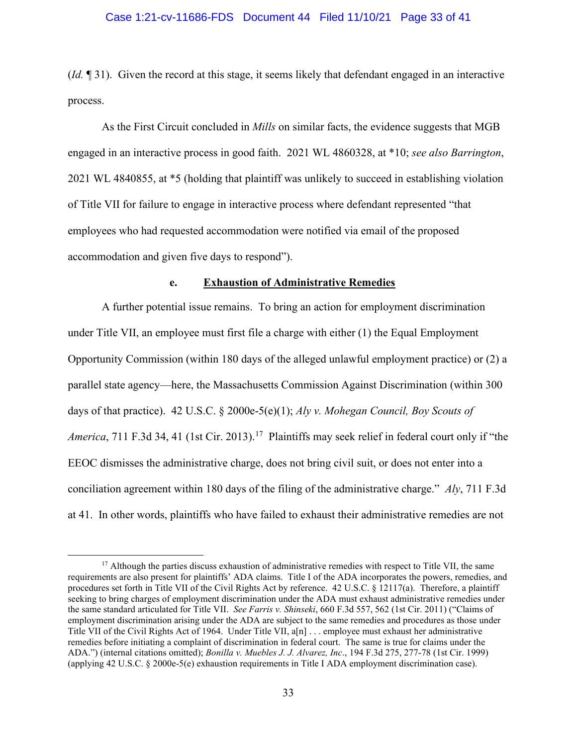(*Id.* ¶ 31). Given the record at this stage, it seems likely that defendant engaged in an interactive process.

As the First Circuit concluded in *Mills* on similar facts, the evidence suggests that MGB engaged in an interactive process in good faith. 2021 WL 4860328, at *10; *see also Barrington*, 2021 WL 4840855, at *5 (holding that plaintiff was unlikely to succeed in establishing violation of Title VII for failure to engage in interactive process where defendant represented "that employees who had requested accommodation were notified via email of the proposed accommodation and given five days to respond").

**e. Exhaustion of Administrative Remedies**

A further potential issue remains. To bring an action for employment discrimination under Title VII, an employee must first file a charge with either (1) the Equal Employment Opportunity Commission (within 180 days of the alleged unlawful employment practice) or (2) a parallel state agency—here, the Massachusetts Commission Against Discrimination (within 300 days of that practice). 42 U.S.C. § 2000e-5(e)(1); *Aly v. Mohegan Council, Boy Scouts of America*, 711 F.3d 34, 41 (1st Cir. 2013).[17] Plaintiffs may seek relief in federal court only if "the EEOC dismisses the administrative charge, does not bring civil suit, or does not enter into a conciliation agreement within 180 days of the filing of the administrative charge." *Aly*, 711 F.3d at 41. In other words, plaintiffs who have failed to exhaust their administrative remedies are not

[17] Although the parties discuss exhaustion of administrative remedies with respect to Title VII, the same requirements are also present for plaintiffs' ADA claims. Title I of the ADA incorporates the powers, remedies, and procedures set forth in Title VII of the Civil Rights Act by reference. 42 U.S.C. § 12117(a). Therefore, a plaintiff seeking to bring charges of employment discrimination under the ADA must exhaust administrative remedies under the same standard articulated for Title VII. *See Farris v. Shinseki*, 660 F.3d 557, 562 (1st Cir. 2011) ("Claims of employment discrimination arising under the ADA are subject to the same remedies and procedures as those under Title VII of the Civil Rights Act of 1964. Under Title VII, a[n] . . . employee must exhaust her administrative remedies before initiating a complaint of discrimination in federal court. The same is true for claims under the ADA.") (internal citations omitted); *Bonilla v. Muebles J. J. Alvarez, Inc*., 194 F.3d 275, 277-78 (1st Cir. 1999) (applying 42 U.S.C. § 2000e-5(e) exhaustion requirements in Title I ADA employment discrimination case).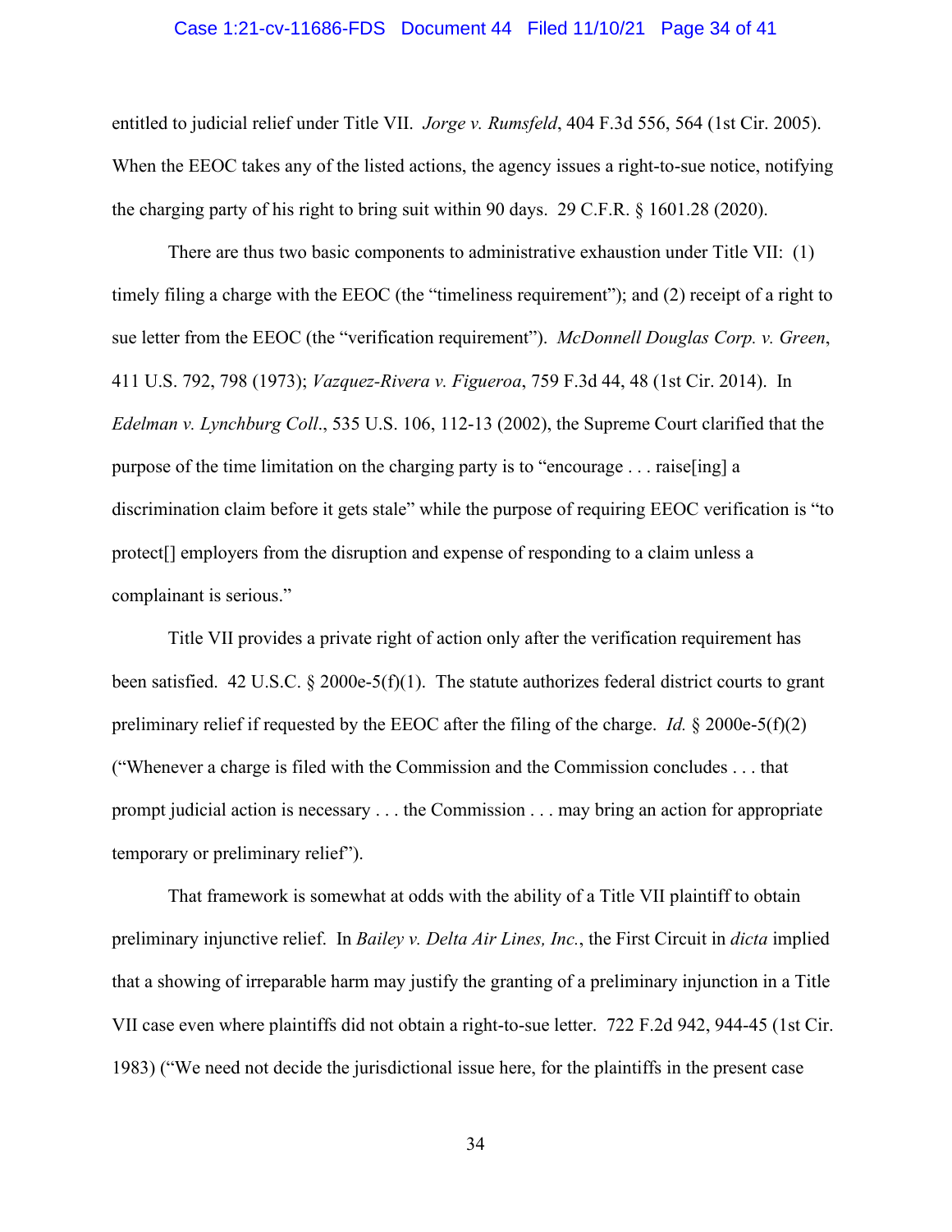entitled to judicial relief under Title VII. *Jorge v. Rumsfeld*, 404 F.3d 556, 564 (1st Cir. 2005). When the EEOC takes any of the listed actions, the agency issues a right-to-sue notice, notifying the charging party of his right to bring suit within 90 days. 29 C.F.R. § 1601.28 (2020).

There are thus two basic components to administrative exhaustion under Title VII: (1) timely filing a charge with the EEOC (the "timeliness requirement"); and (2) receipt of a right to sue letter from the EEOC (the "verification requirement"). *McDonnell Douglas Corp. v. Green*, 411 U.S. 792, 798 (1973); *Vazquez-Rivera v. Figueroa*, 759 F.3d 44, 48 (1st Cir. 2014). In *Edelman v. Lynchburg Coll*., 535 U.S. 106, 112-13 (2002), the Supreme Court clarified that the purpose of the time limitation on the charging party is to "encourage . . . raise[ing] a discrimination claim before it gets stale" while the purpose of requiring EEOC verification is "to protect[] employers from the disruption and expense of responding to a claim unless a complainant is serious."

Title VII provides a private right of action only after the verification requirement has been satisfied. 42 U.S.C. § 2000e-5(f)(1). The statute authorizes federal district courts to grant preliminary relief if requested by the EEOC after the filing of the charge. *Id.* § 2000e-5(f)(2) ("Whenever a charge is filed with the Commission and the Commission concludes . . . that prompt judicial action is necessary . . . the Commission . . . may bring an action for appropriate temporary or preliminary relief").

That framework is somewhat at odds with the ability of a Title VII plaintiff to obtain preliminary injunctive relief. In *Bailey v. Delta Air Lines, Inc.*, the First Circuit in *dicta* implied that a showing of irreparable harm may justify the granting of a preliminary injunction in a Title VII case even where plaintiffs did not obtain a right-to-sue letter. 722 F.2d 942, 944-45 (1st Cir. 1983) ("We need not decide the jurisdictional issue here, for the plaintiffs in the present case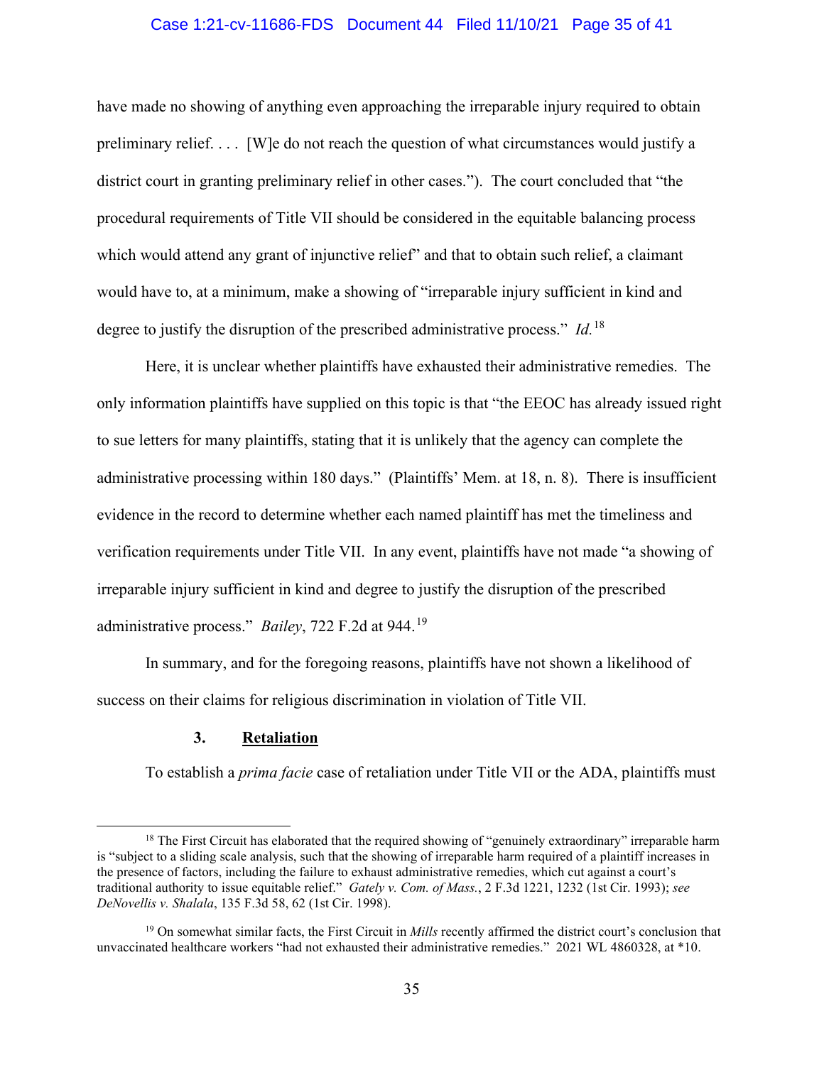have made no showing of anything even approaching the irreparable injury required to obtain preliminary relief. . . . [W]e do not reach the question of what circumstances would justify a district court in granting preliminary relief in other cases."). The court concluded that "the procedural requirements of Title VII should be considered in the equitable balancing process which would attend any grant of injunctive relief" and that to obtain such relief, a claimant would have to, at a minimum, make a showing of "irreparable injury sufficient in kind and degree to justify the disruption of the prescribed administrative process." *Id.*[18]

Here, it is unclear whether plaintiffs have exhausted their administrative remedies. The only information plaintiffs have supplied on this topic is that "the EEOC has already issued right to sue letters for many plaintiffs, stating that it is unlikely that the agency can complete the administrative processing within 180 days." (Plaintiffs' Mem. at 18, n. 8). There is insufficient evidence in the record to determine whether each named plaintiff has met the timeliness and verification requirements under Title VII. In any event, plaintiffs have not made "a showing of irreparable injury sufficient in kind and degree to justify the disruption of the prescribed administrative process." *Bailey*, 722 F.2d at 944.[19]

In summary, and for the foregoing reasons, plaintiffs have not shown a likelihood of success on their claims for religious discrimination in violation of Title VII.

### 3. Retaliation

To establish a *prima facie* case of retaliation under Title VII or the ADA, plaintiffs must

---

[18] The First Circuit has elaborated that the required showing of "genuinely extraordinary" irreparable harm is "subject to a sliding scale analysis, such that the showing of irreparable harm required of a plaintiff increases in the presence of factors, including the failure to exhaust administrative remedies, which cut against a court's traditional authority to issue equitable relief." *Gately v. Com. of Mass.*, 2 F.3d 1221, 1232 (1st Cir. 1993); *see DeNovellis v. Shalala*, 135 F.3d 58, 62 (1st Cir. 1998).

[19] On somewhat similar facts, the First Circuit in *Mills* recently affirmed the district court's conclusion that unvaccinated healthcare workers "had not exhausted their administrative remedies." 2021 WL 4860328, at *10.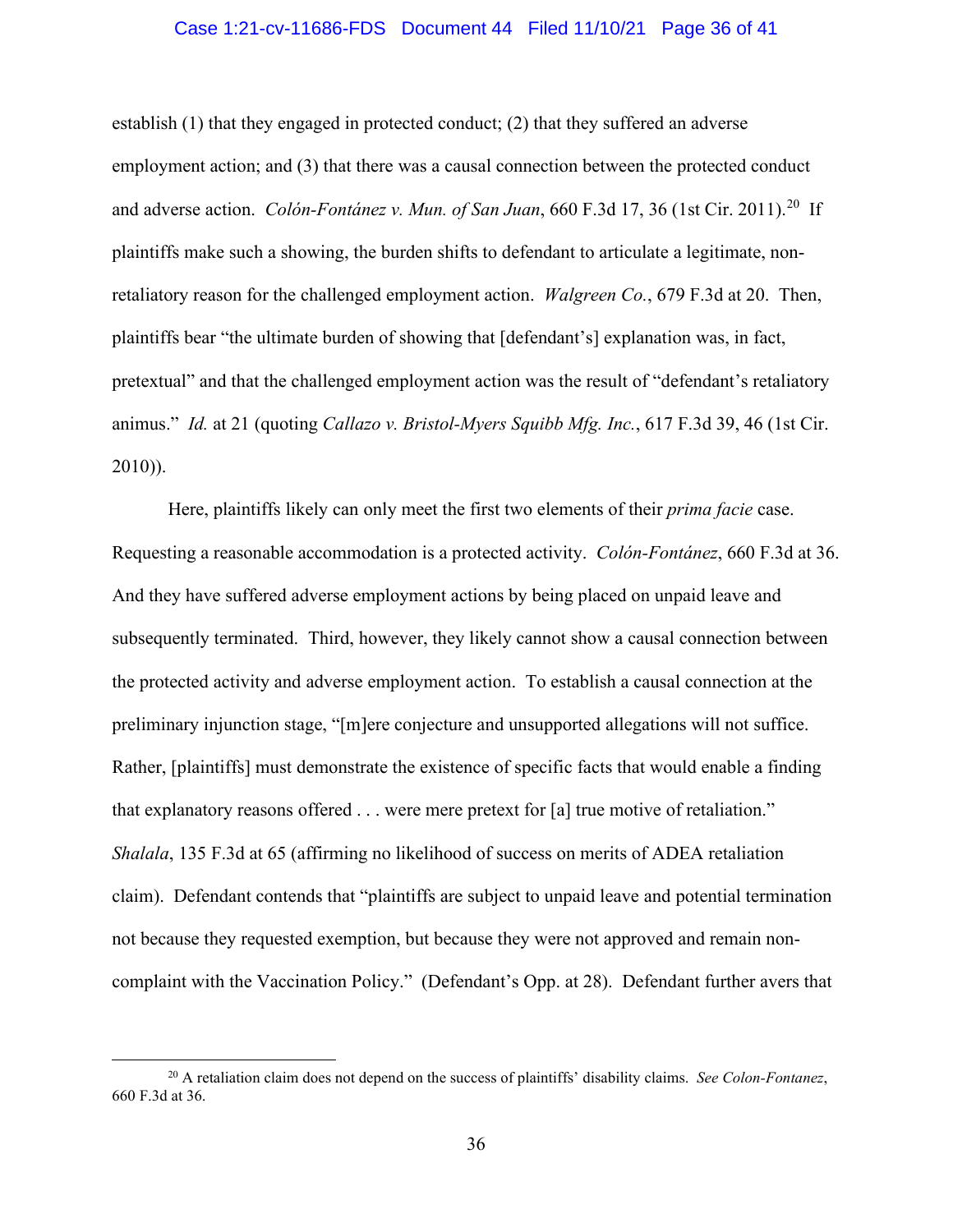establish (1) that they engaged in protected conduct; (2) that they suffered an adverse employment action; and (3) that there was a causal connection between the protected conduct and adverse action. *Colón-Fontánez v. Mun. of San Juan*, 660 F.3d 17, 36 (1st Cir. 2011).[20] If plaintiffs make such a showing, the burden shifts to defendant to articulate a legitimate, non-retaliatory reason for the challenged employment action. *Walgreen Co.*, 679 F.3d at 20. Then, plaintiffs bear "the ultimate burden of showing that [defendant's] explanation was, in fact, pretextual" and that the challenged employment action was the result of "defendant's retaliatory animus." *Id.* at 21 (quoting *Callazo v. Bristol-Myers Squibb Mfg. Inc.*, 617 F.3d 39, 46 (1st Cir. 2010)).

Here, plaintiffs likely can only meet the first two elements of their *prima facie* case. Requesting a reasonable accommodation is a protected activity. *Colón-Fontánez*, 660 F.3d at 36. And they have suffered adverse employment actions by being placed on unpaid leave and subsequently terminated. Third, however, they likely cannot show a causal connection between the protected activity and adverse employment action. To establish a causal connection at the preliminary injunction stage, "[m]ere conjecture and unsupported allegations will not suffice. Rather, [plaintiffs] must demonstrate the existence of specific facts that would enable a finding that explanatory reasons offered . . . were mere pretext for [a] true motive of retaliation." *Shalala*, 135 F.3d at 65 (affirming no likelihood of success on merits of ADEA retaliation claim). Defendant contends that "plaintiffs are subject to unpaid leave and potential termination not because they requested exemption, but because they were not approved and remain non-complaint with the Vaccination Policy." (Defendant's Opp. at 28). Defendant further avers that

---

[20] A retaliation claim does not depend on the success of plaintiffs' disability claims. *See Colon-Fontanez*, 660 F.3d at 36.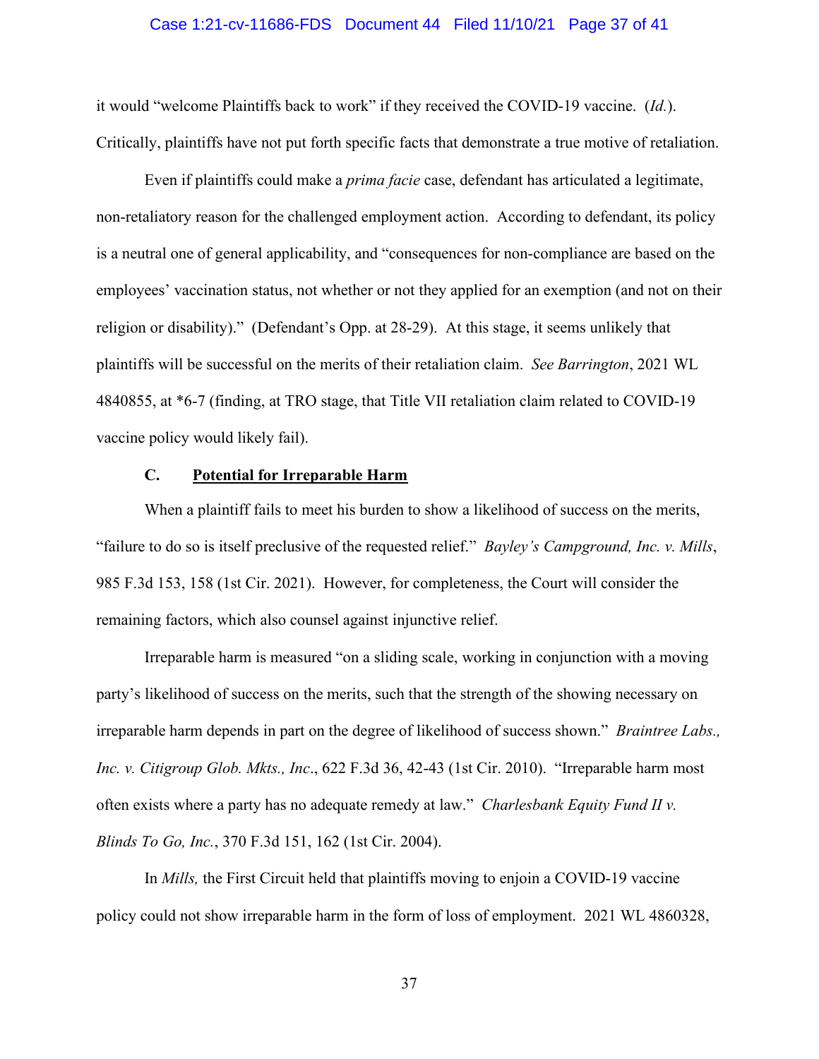it would "welcome Plaintiffs back to work" if they received the COVID-19 vaccine. (*Id.*). Critically, plaintiffs have not put forth specific facts that demonstrate a true motive of retaliation.

Even if plaintiffs could make a *prima facie* case, defendant has articulated a legitimate, non-retaliatory reason for the challenged employment action. According to defendant, its policy is a neutral one of general applicability, and "consequences for non-compliance are based on the employees' vaccination status, not whether or not they applied for an exemption (and not on their religion or disability)." (Defendant's Opp. at 28-29). At this stage, it seems unlikely that plaintiffs will be successful on the merits of their retaliation claim. *See Barrington*, 2021 WL 4840855, at *6-7 (finding, at TRO stage, that Title VII retaliation claim related to COVID-19 vaccine policy would likely fail).

### C. <u>Potential for Irreparable Harm</u>

When a plaintiff fails to meet his burden to show a likelihood of success on the merits, "failure to do so is itself preclusive of the requested relief." *Bayley's Campground, Inc. v. Mills*, 985 F.3d 153, 158 (1st Cir. 2021). However, for completeness, the Court will consider the remaining factors, which also counsel against injunctive relief.

Irreparable harm is measured "on a sliding scale, working in conjunction with a moving party's likelihood of success on the merits, such that the strength of the showing necessary on irreparable harm depends in part on the degree of likelihood of success shown." *Braintree Labs., Inc. v. Citigroup Glob. Mkts., Inc.*, 622 F.3d 36, 42-43 (1st Cir. 2010). "Irreparable harm most often exists where a party has no adequate remedy at law." *Charlesbank Equity Fund II v. Blinds To Go, Inc.*, 370 F.3d 151, 162 (1st Cir. 2004).

In *Mills,* the First Circuit held that plaintiffs moving to enjoin a COVID-19 vaccine policy could not show irreparable harm in the form of loss of employment. 2021 WL 4860328,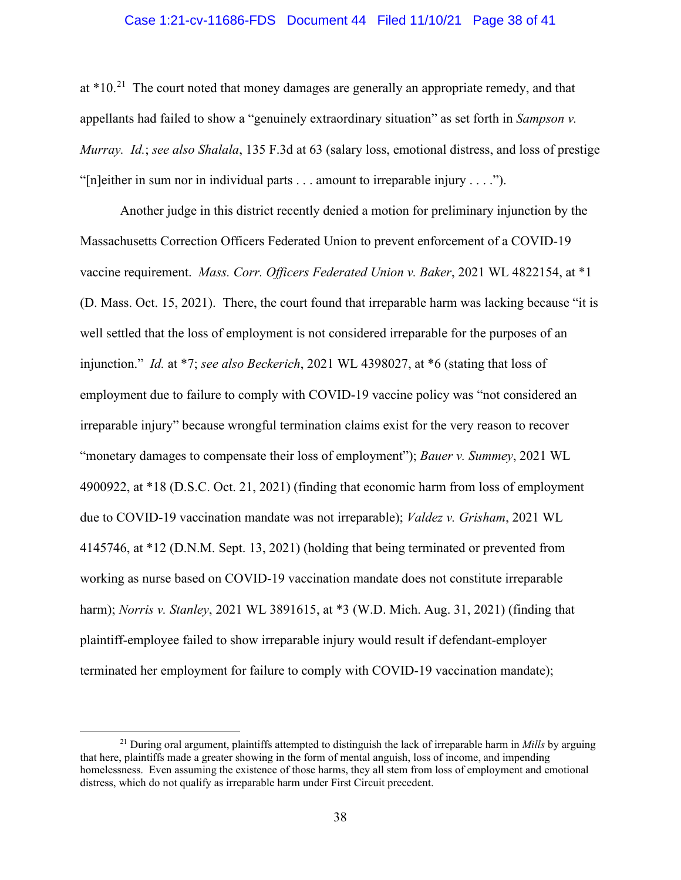at *10.[21] The court noted that money damages are generally an appropriate remedy, and that appellants had failed to show a "genuinely extraordinary situation" as set forth in *Sampson v. Murray*. *Id.*; *see also Shalala*, 135 F.3d at 63 (salary loss, emotional distress, and loss of prestige "[n]either in sum nor in individual parts . . . amount to irreparable injury . . . .").

Another judge in this district recently denied a motion for preliminary injunction by the Massachusetts Correction Officers Federated Union to prevent enforcement of a COVID-19 vaccine requirement. *Mass. Corr. Officers Federated Union v. Baker*, 2021 WL 4822154, at *1 (D. Mass. Oct. 15, 2021). There, the court found that irreparable harm was lacking because "it is well settled that the loss of employment is not considered irreparable for the purposes of an injunction." *Id.* at *7; *see also Beckerich*, 2021 WL 4398027, at *6 (stating that loss of employment due to failure to comply with COVID-19 vaccine policy was "not considered an irreparable injury" because wrongful termination claims exist for the very reason to recover "monetary damages to compensate their loss of employment"); *Bauer v. Summey*, 2021 WL 4900922, at *18 (D.S.C. Oct. 21, 2021) (finding that economic harm from loss of employment due to COVID-19 vaccination mandate was not irreparable); *Valdez v. Grisham*, 2021 WL 4145746, at *12 (D.N.M. Sept. 13, 2021) (holding that being terminated or prevented from working as nurse based on COVID-19 vaccination mandate does not constitute irreparable harm); *Norris v. Stanley*, 2021 WL 3891615, at *3 (W.D. Mich. Aug. 31, 2021) (finding that plaintiff-employee failed to show irreparable injury would result if defendant-employer terminated her employment for failure to comply with COVID-19 vaccination mandate);

---

[21] During oral argument, plaintiffs attempted to distinguish the lack of irreparable harm in *Mills* by arguing that here, plaintiffs made a greater showing in the form of mental anguish, loss of income, and impending homelessness. Even assuming the existence of those harms, they all stem from loss of employment and emotional distress, which do not qualify as irreparable harm under First Circuit precedent.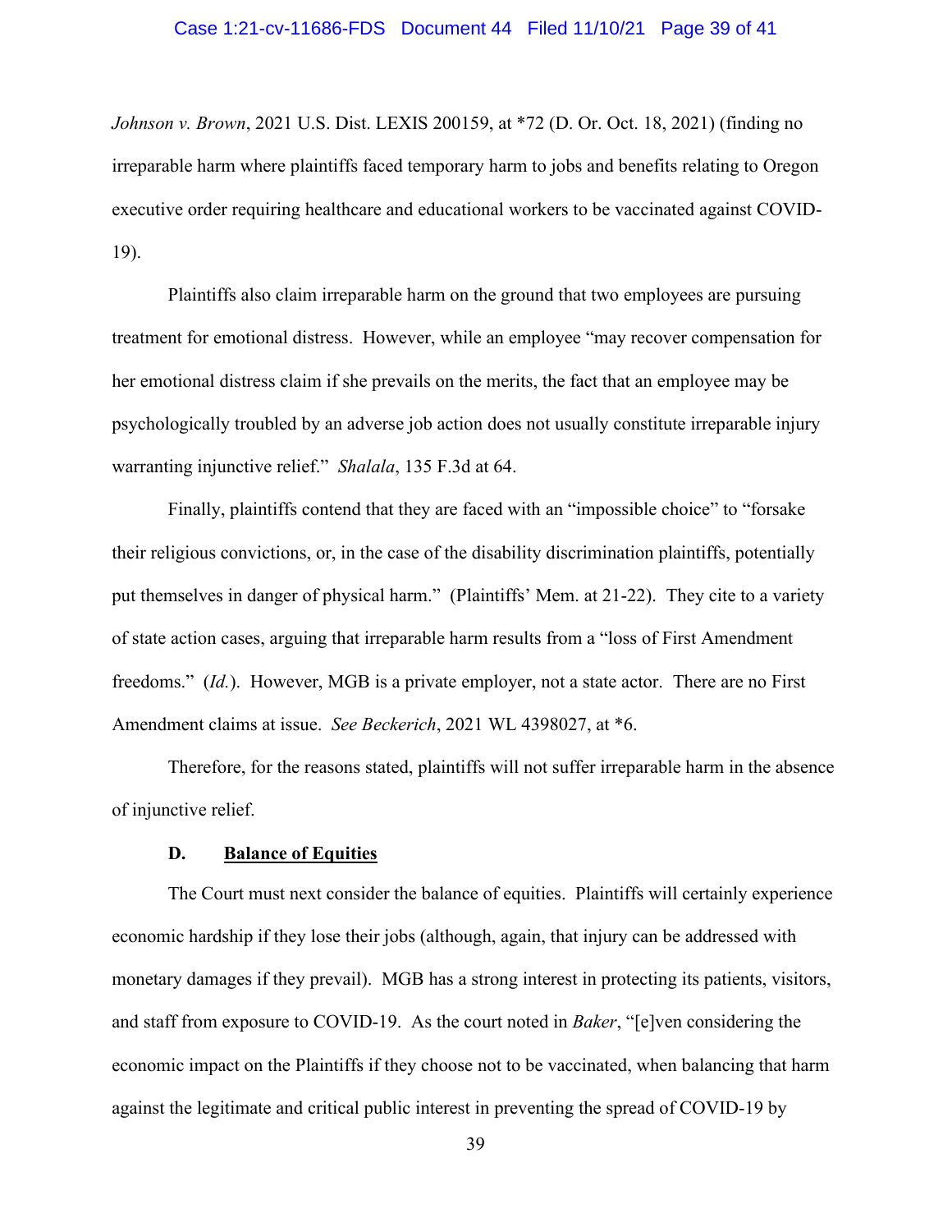*Johnson v. Brown*, 2021 U.S. Dist. LEXIS 200159, at *72 (D. Or. Oct. 18, 2021) (finding no irreparable harm where plaintiffs faced temporary harm to jobs and benefits relating to Oregon executive order requiring healthcare and educational workers to be vaccinated against COVID-19).

Plaintiffs also claim irreparable harm on the ground that two employees are pursuing treatment for emotional distress. However, while an employee "may recover compensation for her emotional distress claim if she prevails on the merits, the fact that an employee may be psychologically troubled by an adverse job action does not usually constitute irreparable injury warranting injunctive relief." *Shalala*, 135 F.3d at 64.

Finally, plaintiffs contend that they are faced with an "impossible choice" to "forsake their religious convictions, or, in the case of the disability discrimination plaintiffs, potentially put themselves in danger of physical harm." (Plaintiffs' Mem. at 21-22). They cite to a variety of state action cases, arguing that irreparable harm results from a "loss of First Amendment freedoms." (*Id.*). However, MGB is a private employer, not a state actor. There are no First Amendment claims at issue. *See Beckerich*, 2021 WL 4398027, at *6.

Therefore, for the reasons stated, plaintiffs will not suffer irreparable harm in the absence of injunctive relief.

### D. <u>Balance of Equities</u>

The Court must next consider the balance of equities. Plaintiffs will certainly experience economic hardship if they lose their jobs (although, again, that injury can be addressed with monetary damages if they prevail). MGB has a strong interest in protecting its patients, visitors, and staff from exposure to COVID-19. As the court noted in *Baker*, "[e]ven considering the economic impact on the Plaintiffs if they choose not to be vaccinated, when balancing that harm against the legitimate and critical public interest in preventing the spread of COVID-19 by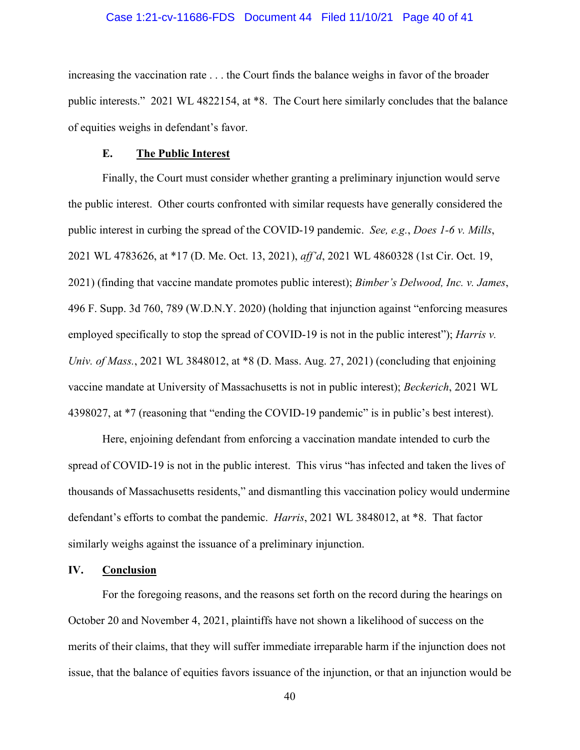increasing the vaccination rate . . . the Court finds the balance weighs in favor of the broader public interests." 2021 WL 4822154, at *8. The Court here similarly concludes that the balance of equities weighs in defendant's favor.

### E. **The Public Interest**

Finally, the Court must consider whether granting a preliminary injunction would serve the public interest. Other courts confronted with similar requests have generally considered the public interest in curbing the spread of the COVID-19 pandemic. *See, e.g.*, *Does 1-6 v. Mills*, 2021 WL 4783626, at *17 (D. Me. Oct. 13, 2021), *aff'd*, 2021 WL 4860328 (1st Cir. Oct. 19, 2021) (finding that vaccine mandate promotes public interest); *Bimber's Delwood, Inc. v. James*, 496 F. Supp. 3d 760, 789 (W.D.N.Y. 2020) (holding that injunction against "enforcing measures employed specifically to stop the spread of COVID-19 is not in the public interest"); *Harris v. Univ. of Mass.*, 2021 WL 3848012, at *8 (D. Mass. Aug. 27, 2021) (concluding that enjoining vaccine mandate at University of Massachusetts is not in public interest); *Beckerich*, 2021 WL 4398027, at *7 (reasoning that "ending the COVID-19 pandemic" is in public's best interest).

Here, enjoining defendant from enforcing a vaccination mandate intended to curb the spread of COVID-19 is not in the public interest. This virus "has infected and taken the lives of thousands of Massachusetts residents," and dismantling this vaccination policy would undermine defendant's efforts to combat the pandemic. *Harris*, 2021 WL 3848012, at *8. That factor similarly weighs against the issuance of a preliminary injunction.

## IV. **Conclusion**

For the foregoing reasons, and the reasons set forth on the record during the hearings on October 20 and November 4, 2021, plaintiffs have not shown a likelihood of success on the merits of their claims, that they will suffer immediate irreparable harm if the injunction does not issue, that the balance of equities favors issuance of the injunction, or that an injunction would be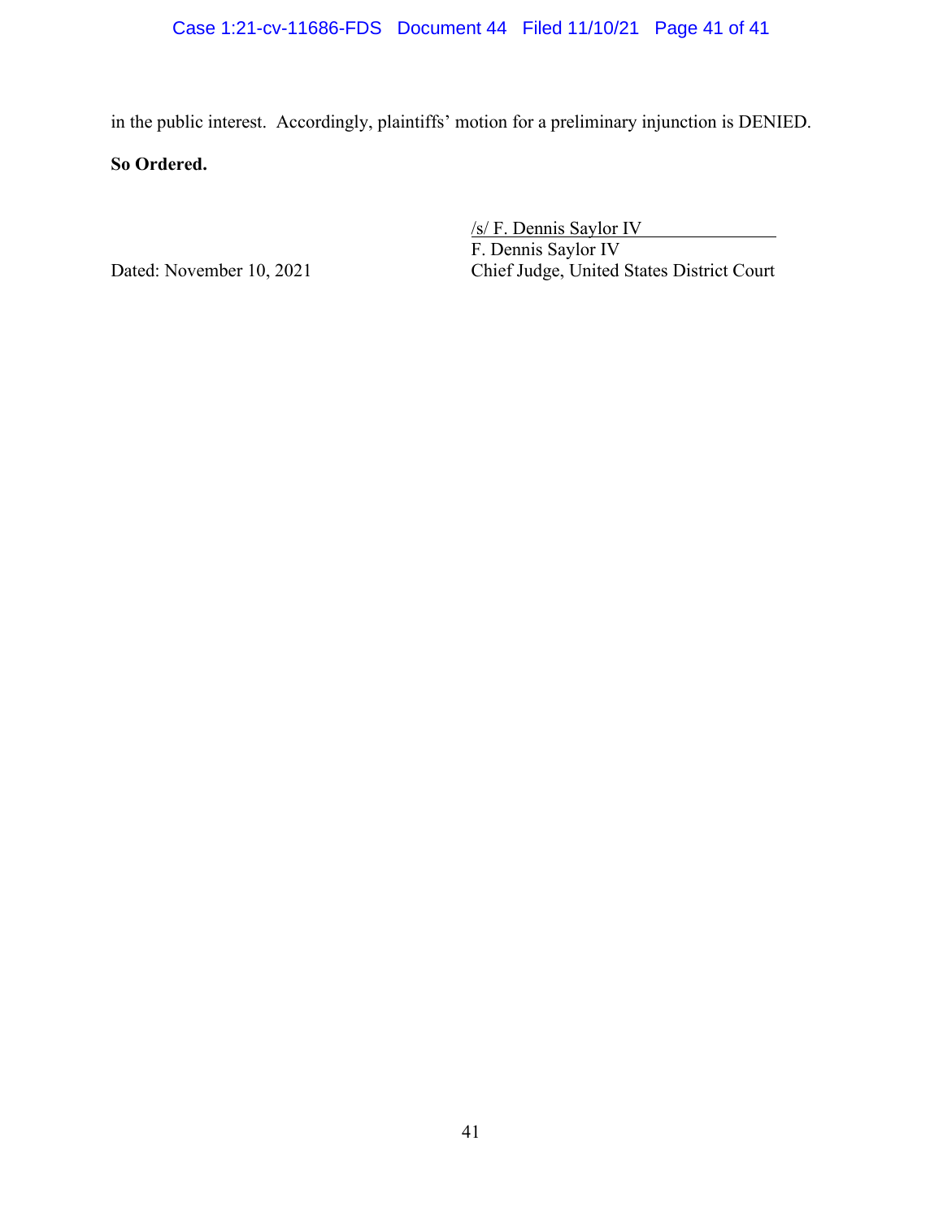in the public interest. Accordingly, plaintiffs' motion for a preliminary injunction is DENIED.

**So Ordered.**

/s/ F. Dennis Saylor IV
F. Dennis Saylor IV
Chief Judge, United States District Court

Dated: November 10, 2021